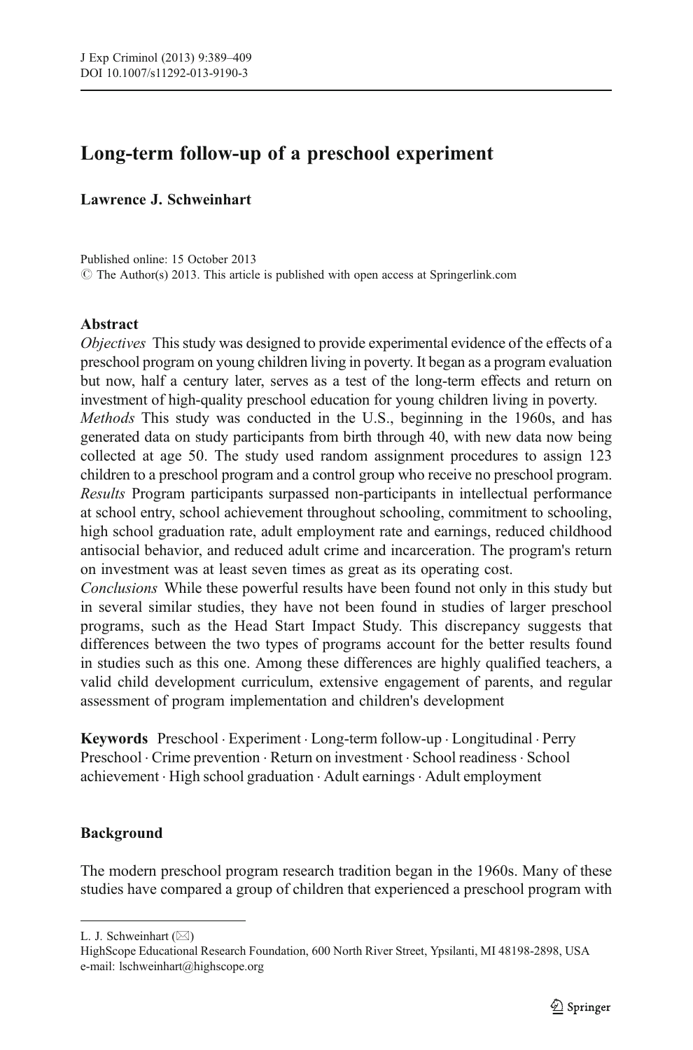# Long-term follow-up of a preschool experiment

**Lawrence J. Schweinhart**

Published online: 15 October 2013
© The Author(s) 2013. This article is published with open access at Springerlink.com

## Abstract

*Objectives* This study was designed to provide experimental evidence of the effects of a preschool program on young children living in poverty. It began as a program evaluation but now, half a century later, serves as a test of the long-term effects and return on investment of high-quality preschool education for young children living in poverty.

*Methods* This study was conducted in the U.S., beginning in the 1960s, and has generated data on study participants from birth through 40, with new data now being collected at age 50. The study used random assignment procedures to assign 123 children to a preschool program and a control group who receive no preschool program.

*Results* Program participants surpassed non-participants in intellectual performance at school entry, school achievement throughout schooling, commitment to schooling, high school graduation rate, adult employment rate and earnings, reduced childhood antisocial behavior, and reduced adult crime and incarceration. The program's return on investment was at least seven times as great as its operating cost.

*Conclusions* While these powerful results have been found not only in this study but in several similar studies, they have not been found in studies of larger preschool programs, such as the Head Start Impact Study. This discrepancy suggests that differences between the two types of programs account for the better results found in studies such as this one. Among these differences are highly qualified teachers, a valid child development curriculum, extensive engagement of parents, and regular assessment of program implementation and children's development

**Keywords** Preschool · Experiment · Long-term follow-up · Longitudinal · Perry Preschool · Crime prevention · Return on investment · School readiness · School achievement · High school graduation · Adult earnings · Adult employment

## Background

The modern preschool program research tradition began in the 1960s. Many of these studies have compared a group of children that experienced a preschool program with

---

L. J. Schweinhart (✉)
HighScope Educational Research Foundation, 600 North River Street, Ypsilanti, MI 48198-2898, USA
e-mail: lschweinhart@highscope.org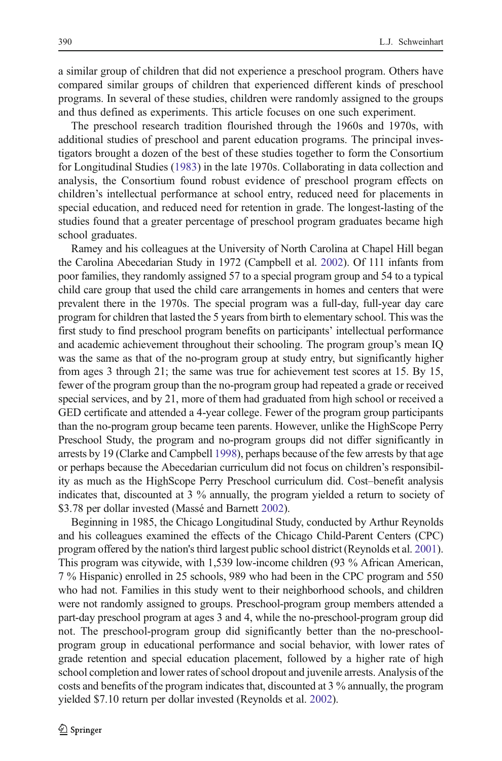a similar group of children that did not experience a preschool program. Others have compared similar groups of children that experienced different kinds of preschool programs. In several of these studies, children were randomly assigned to the groups and thus defined as experiments. This article focuses on one such experiment.

The preschool research tradition flourished through the 1960s and 1970s, with additional studies of preschool and parent education programs. The principal investigators brought a dozen of the best of these studies together to form the Consortium for Longitudinal Studies (1983) in the late 1970s. Collaborating in data collection and analysis, the Consortium found robust evidence of preschool program effects on children's intellectual performance at school entry, reduced need for placements in special education, and reduced need for retention in grade. The longest-lasting of the studies found that a greater percentage of preschool program graduates became high school graduates.

Ramey and his colleagues at the University of North Carolina at Chapel Hill began the Carolina Abecedarian Study in 1972 (Campbell et al. 2002). Of 111 infants from poor families, they randomly assigned 57 to a special program group and 54 to a typical child care group that used the child care arrangements in homes and centers that were prevalent there in the 1970s. The special program was a full-day, full-year day care program for children that lasted the 5 years from birth to elementary school. This was the first study to find preschool program benefits on participants' intellectual performance and academic achievement throughout their schooling. The program group's mean IQ was the same as that of the no-program group at study entry, but significantly higher from ages 3 through 21; the same was true for achievement test scores at 15. By 15, fewer of the program group than the no-program group had repeated a grade or received special services, and by 21, more of them had graduated from high school or received a GED certificate and attended a 4-year college. Fewer of the program group participants than the no-program group became teen parents. However, unlike the HighScope Perry Preschool Study, the program and no-program groups did not differ significantly in arrests by 19 (Clarke and Campbell 1998), perhaps because of the few arrests by that age or perhaps because the Abecedarian curriculum did not focus on children's responsibility as much as the HighScope Perry Preschool curriculum did. Cost–benefit analysis indicates that, discounted at 3 % annually, the program yielded a return to society of \$3.78 per dollar invested (Massé and Barnett 2002).

Beginning in 1985, the Chicago Longitudinal Study, conducted by Arthur Reynolds and his colleagues examined the effects of the Chicago Child-Parent Centers (CPC) program offered by the nation's third largest public school district (Reynolds et al. 2001). This program was citywide, with 1,539 low-income children (93 % African American, 7 % Hispanic) enrolled in 25 schools, 989 who had been in the CPC program and 550 who had not. Families in this study went to their neighborhood schools, and children were not randomly assigned to groups. Preschool-program group members attended a part-day preschool program at ages 3 and 4, while the no-preschool-program group did not. The preschool-program group did significantly better than the no-preschool-program group in educational performance and social behavior, with lower rates of grade retention and special education placement, followed by a higher rate of high school completion and lower rates of school dropout and juvenile arrests. Analysis of the costs and benefits of the program indicates that, discounted at 3 % annually, the program yielded \$7.10 return per dollar invested (Reynolds et al. 2002).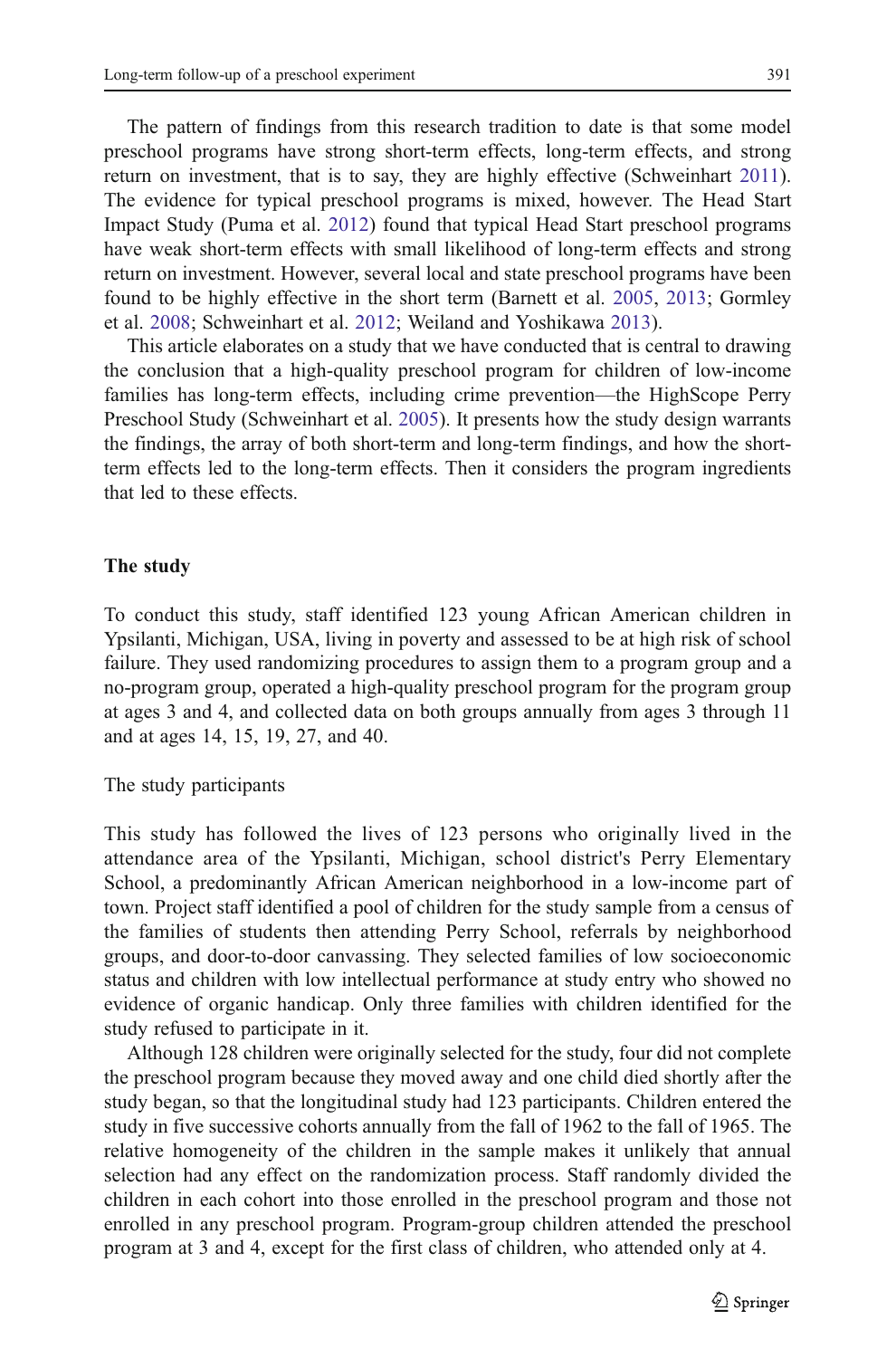The pattern of findings from this research tradition to date is that some model preschool programs have strong short-term effects, long-term effects, and strong return on investment, that is to say, they are highly effective (Schweinhart 2011). The evidence for typical preschool programs is mixed, however. The Head Start Impact Study (Puma et al. 2012) found that typical Head Start preschool programs have weak short-term effects with small likelihood of long-term effects and strong return on investment. However, several local and state preschool programs have been found to be highly effective in the short term (Barnett et al. 2005, 2013; Gormley et al. 2008; Schweinhart et al. 2012; Weiland and Yoshikawa 2013).

This article elaborates on a study that we have conducted that is central to drawing the conclusion that a high-quality preschool program for children of low-income families has long-term effects, including crime prevention—the HighScope Perry Preschool Study (Schweinhart et al. 2005). It presents how the study design warrants the findings, the array of both short-term and long-term findings, and how the short-term effects led to the long-term effects. Then it considers the program ingredients that led to these effects.

## The study

To conduct this study, staff identified 123 young African American children in Ypsilanti, Michigan, USA, living in poverty and assessed to be at high risk of school failure. They used randomizing procedures to assign them to a program group and a no-program group, operated a high-quality preschool program for the program group at ages 3 and 4, and collected data on both groups annually from ages 3 through 11 and at ages 14, 15, 19, 27, and 40.

### The study participants

This study has followed the lives of 123 persons who originally lived in the attendance area of the Ypsilanti, Michigan, school district's Perry Elementary School, a predominantly African American neighborhood in a low-income part of town. Project staff identified a pool of children for the study sample from a census of the families of students then attending Perry School, referrals by neighborhood groups, and door-to-door canvassing. They selected families of low socioeconomic status and children with low intellectual performance at study entry who showed no evidence of organic handicap. Only three families with children identified for the study refused to participate in it.

Although 128 children were originally selected for the study, four did not complete the preschool program because they moved away and one child died shortly after the study began, so that the longitudinal study had 123 participants. Children entered the study in five successive cohorts annually from the fall of 1962 to the fall of 1965. The relative homogeneity of the children in the sample makes it unlikely that annual selection had any effect on the randomization process. Staff randomly divided the children in each cohort into those enrolled in the preschool program and those not enrolled in any preschool program. Program-group children attended the preschool program at 3 and 4, except for the first class of children, who attended only at 4.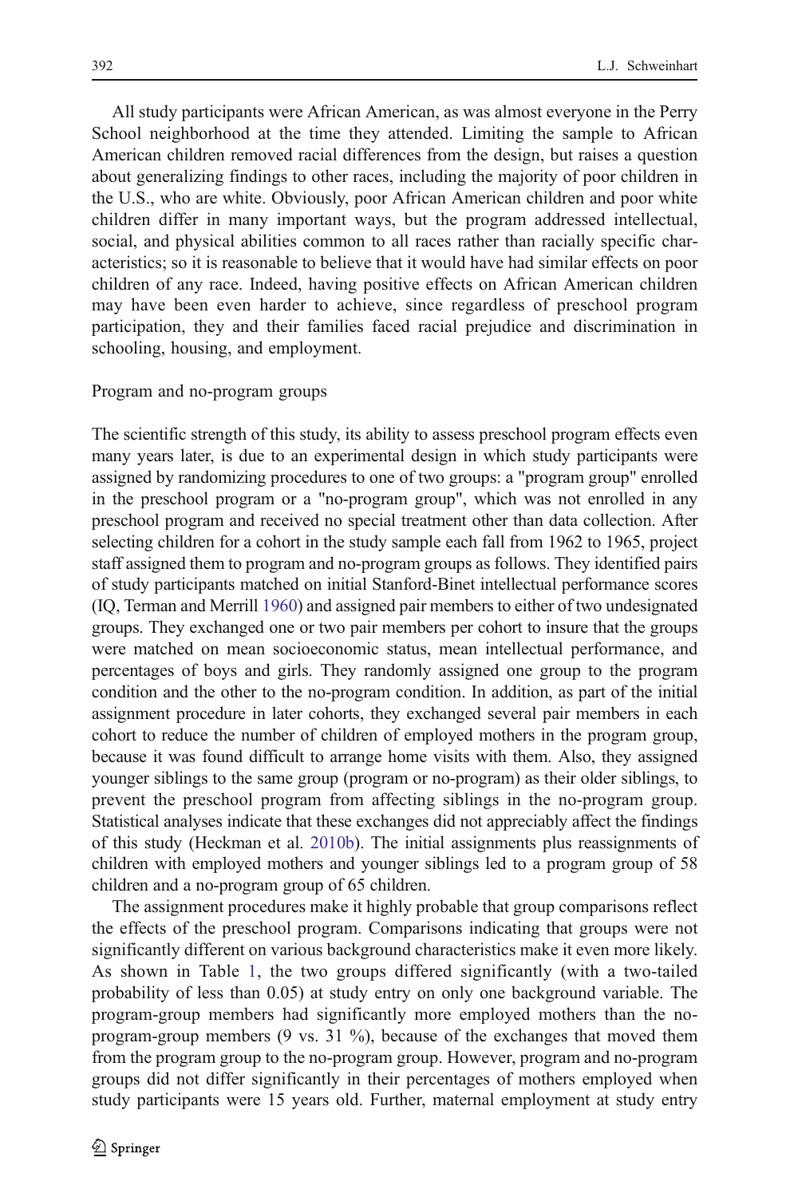All study participants were African American, as was almost everyone in the Perry School neighborhood at the time they attended. Limiting the sample to African American children removed racial differences from the design, but raises a question about generalizing findings to other races, including the majority of poor children in the U.S., who are white. Obviously, poor African American children and poor white children differ in many important ways, but the program addressed intellectual, social, and physical abilities common to all races rather than racially specific characteristics; so it is reasonable to believe that it would have had similar effects on poor children of any race. Indeed, having positive effects on African American children may have been even harder to achieve, since regardless of preschool program participation, they and their families faced racial prejudice and discrimination in schooling, housing, and employment.

### Program and no-program groups

The scientific strength of this study, its ability to assess preschool program effects even many years later, is due to an experimental design in which study participants were assigned by randomizing procedures to one of two groups: a "program group" enrolled in the preschool program or a "no-program group", which was not enrolled in any preschool program and received no special treatment other than data collection. After selecting children for a cohort in the study sample each fall from 1962 to 1965, project staff assigned them to program and no-program groups as follows. They identified pairs of study participants matched on initial Stanford-Binet intellectual performance scores (IQ, Terman and Merrill 1960) and assigned pair members to either of two undesignated groups. They exchanged one or two pair members per cohort to insure that the groups were matched on mean socioeconomic status, mean intellectual performance, and percentages of boys and girls. They randomly assigned one group to the program condition and the other to the no-program condition. In addition, as part of the initial assignment procedure in later cohorts, they exchanged several pair members in each cohort to reduce the number of children of employed mothers in the program group, because it was found difficult to arrange home visits with them. Also, they assigned younger siblings to the same group (program or no-program) as their older siblings, to prevent the preschool program from affecting siblings in the no-program group. Statistical analyses indicate that these exchanges did not appreciably affect the findings of this study (Heckman et al. 2010b). The initial assignments plus reassignments of children with employed mothers and younger siblings led to a program group of 58 children and a no-program group of 65 children.

The assignment procedures make it highly probable that group comparisons reflect the effects of the preschool program. Comparisons indicating that groups were not significantly different on various background characteristics make it even more likely. As shown in Table 1, the two groups differed significantly (with a two-tailed probability of less than 0.05) at study entry on only one background variable. The program-group members had significantly more employed mothers than the no-program-group members (9 vs. 31 %), because of the exchanges that moved them from the program group to the no-program group. However, program and no-program groups did not differ significantly in their percentages of mothers employed when study participants were 15 years old. Further, maternal employment at study entry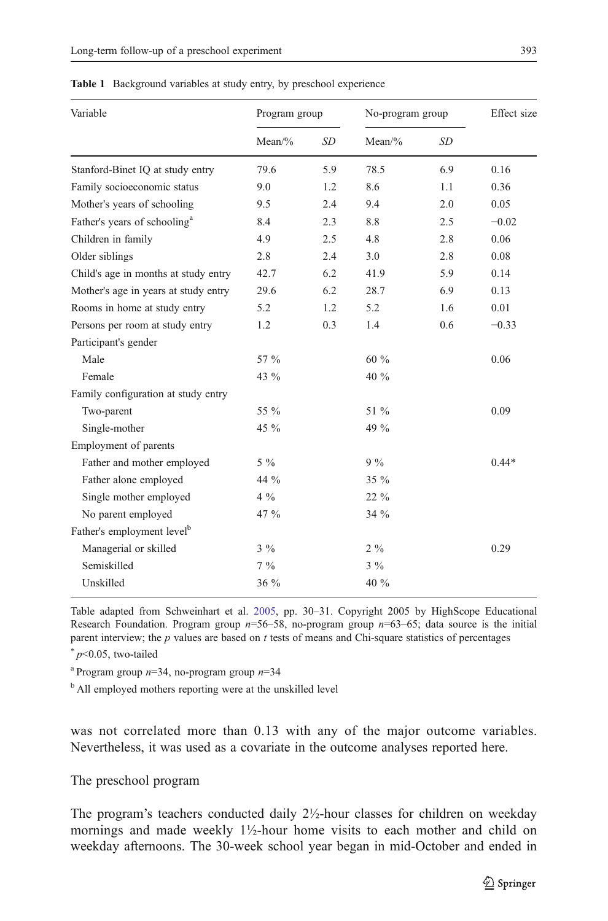**Table 1** Background variables at study entry, by preschool experience

| Variable | Program group | | No-program group | | Effect size |
|---|---|---|---|---|---|
| | Mean/% | *SD* | Mean/% | *SD* | |
| Stanford-Binet IQ at study entry | 79.6 | 5.9 | 78.5 | 6.9 | 0.16 |
| Family socioeconomic status | 9.0 | 1.2 | 8.6 | 1.1 | 0.36 |
| Mother's years of schooling | 9.5 | 2.4 | 9.4 | 2.0 | 0.05 |
| Father's years of schooling[a] | 8.4 | 2.3 | 8.8 | 2.5 | −0.02 |
| Children in family | 4.9 | 2.5 | 4.8 | 2.8 | 0.06 |
| Older siblings | 2.8 | 2.4 | 3.0 | 2.8 | 0.08 |
| Child's age in months at study entry | 42.7 | 6.2 | 41.9 | 5.9 | 0.14 |
| Mother's age in years at study entry | 29.6 | 6.2 | 28.7 | 6.9 | 0.13 |
| Rooms in home at study entry | 5.2 | 1.2 | 5.2 | 1.6 | 0.01 |
| Persons per room at study entry | 1.2 | 0.3 | 1.4 | 0.6 | −0.33 |
| Participant's gender | | | | | |
| Male | 57 % | | 60 % | | 0.06 |
| Female | 43 % | | 40 % | | |
| Family configuration at study entry | | | | | |
| Two-parent | 55 % | | 51 % | | 0.09 |
| Single-mother | 45 % | | 49 % | | |
| Employment of parents | | | | | |
| Father and mother employed | 5 % | | 9 % | | 0.44* |
| Father alone employed | 44 % | | 35 % | | |
| Single mother employed | 4 % | | 22 % | | |
| No parent employed | 47 % | | 34 % | | |
| Father's employment level[b] | | | | | |
| Managerial or skilled | 3 % | | 2 % | | 0.29 |
| Semiskilled | 7 % | | 3 % | | |
| Unskilled | 36 % | | 40 % | | |

Table adapted from Schweinhart et al. 2005, pp. 30–31. Copyright 2005 by HighScope Educational Research Foundation. Program group $n$=56–58, no-program group $n$=63–65; data source is the initial parent interview; the $p$ values are based on $t$ tests of means and Chi-square statistics of percentages

\* $p<0.05$, two-tailed

[a] Program group $n$=34, no-program group $n$=34

[b] All employed mothers reporting were at the unskilled level

was not correlated more than 0.13 with any of the major outcome variables. Nevertheless, it was used as a covariate in the outcome analyses reported here.

## The preschool program

The program's teachers conducted daily 2½-hour classes for children on weekday mornings and made weekly 1½-hour home visits to each mother and child on weekday afternoons. The 30-week school year began in mid-October and ended in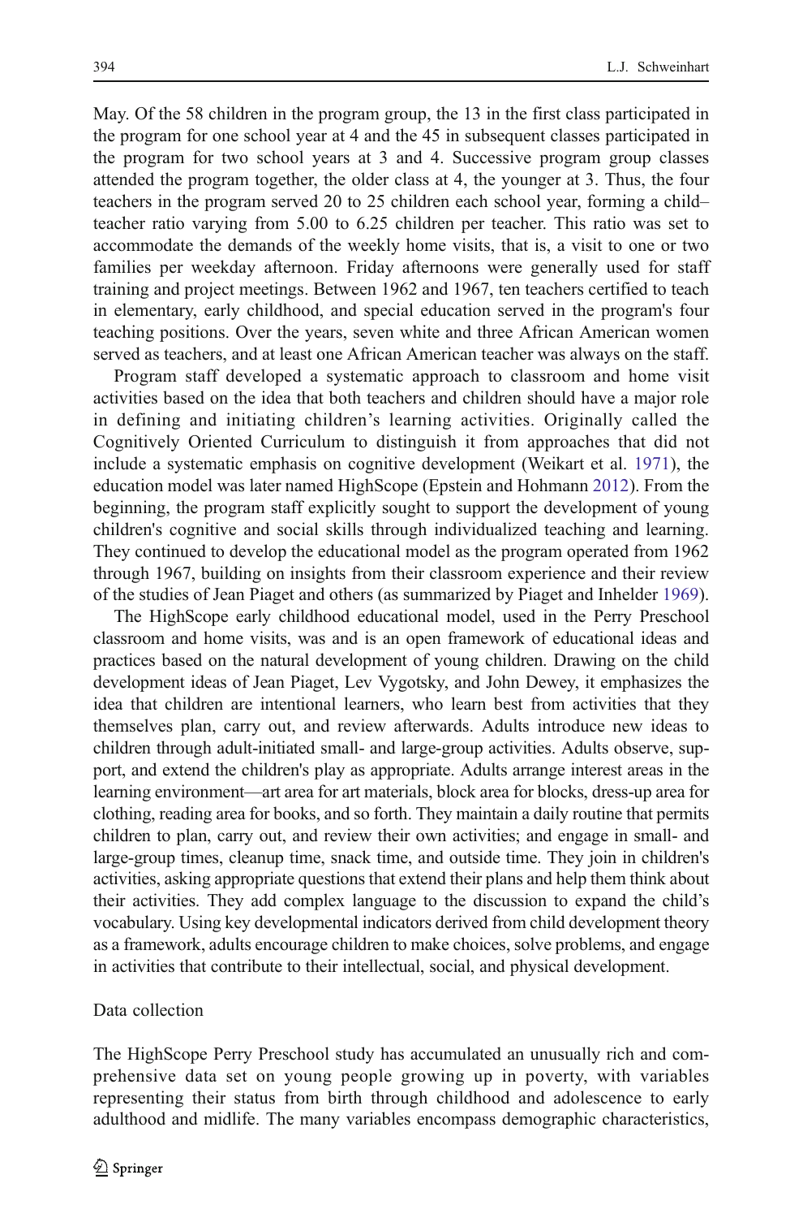May. Of the 58 children in the program group, the 13 in the first class participated in the program for one school year at 4 and the 45 in subsequent classes participated in the program for two school years at 3 and 4. Successive program group classes attended the program together, the older class at 4, the younger at 3. Thus, the four teachers in the program served 20 to 25 children each school year, forming a child–teacher ratio varying from 5.00 to 6.25 children per teacher. This ratio was set to accommodate the demands of the weekly home visits, that is, a visit to one or two families per weekday afternoon. Friday afternoons were generally used for staff training and project meetings. Between 1962 and 1967, ten teachers certified to teach in elementary, early childhood, and special education served in the program's four teaching positions. Over the years, seven white and three African American women served as teachers, and at least one African American teacher was always on the staff.

Program staff developed a systematic approach to classroom and home visit activities based on the idea that both teachers and children should have a major role in defining and initiating children's learning activities. Originally called the Cognitively Oriented Curriculum to distinguish it from approaches that did not include a systematic emphasis on cognitive development (Weikart et al. 1971), the education model was later named HighScope (Epstein and Hohmann 2012). From the beginning, the program staff explicitly sought to support the development of young children's cognitive and social skills through individualized teaching and learning. They continued to develop the educational model as the program operated from 1962 through 1967, building on insights from their classroom experience and their review of the studies of Jean Piaget and others (as summarized by Piaget and Inhelder 1969).

The HighScope early childhood educational model, used in the Perry Preschool classroom and home visits, was and is an open framework of educational ideas and practices based on the natural development of young children. Drawing on the child development ideas of Jean Piaget, Lev Vygotsky, and John Dewey, it emphasizes the idea that children are intentional learners, who learn best from activities that they themselves plan, carry out, and review afterwards. Adults introduce new ideas to children through adult-initiated small- and large-group activities. Adults observe, support, and extend the children's play as appropriate. Adults arrange interest areas in the learning environment—art area for art materials, block area for blocks, dress-up area for clothing, reading area for books, and so forth. They maintain a daily routine that permits children to plan, carry out, and review their own activities; and engage in small- and large-group times, cleanup time, snack time, and outside time. They join in children's activities, asking appropriate questions that extend their plans and help them think about their activities. They add complex language to the discussion to expand the child's vocabulary. Using key developmental indicators derived from child development theory as a framework, adults encourage children to make choices, solve problems, and engage in activities that contribute to their intellectual, social, and physical development.

## Data collection

The HighScope Perry Preschool study has accumulated an unusually rich and comprehensive data set on young people growing up in poverty, with variables representing their status from birth through childhood and adolescence to early adulthood and midlife. The many variables encompass demographic characteristics,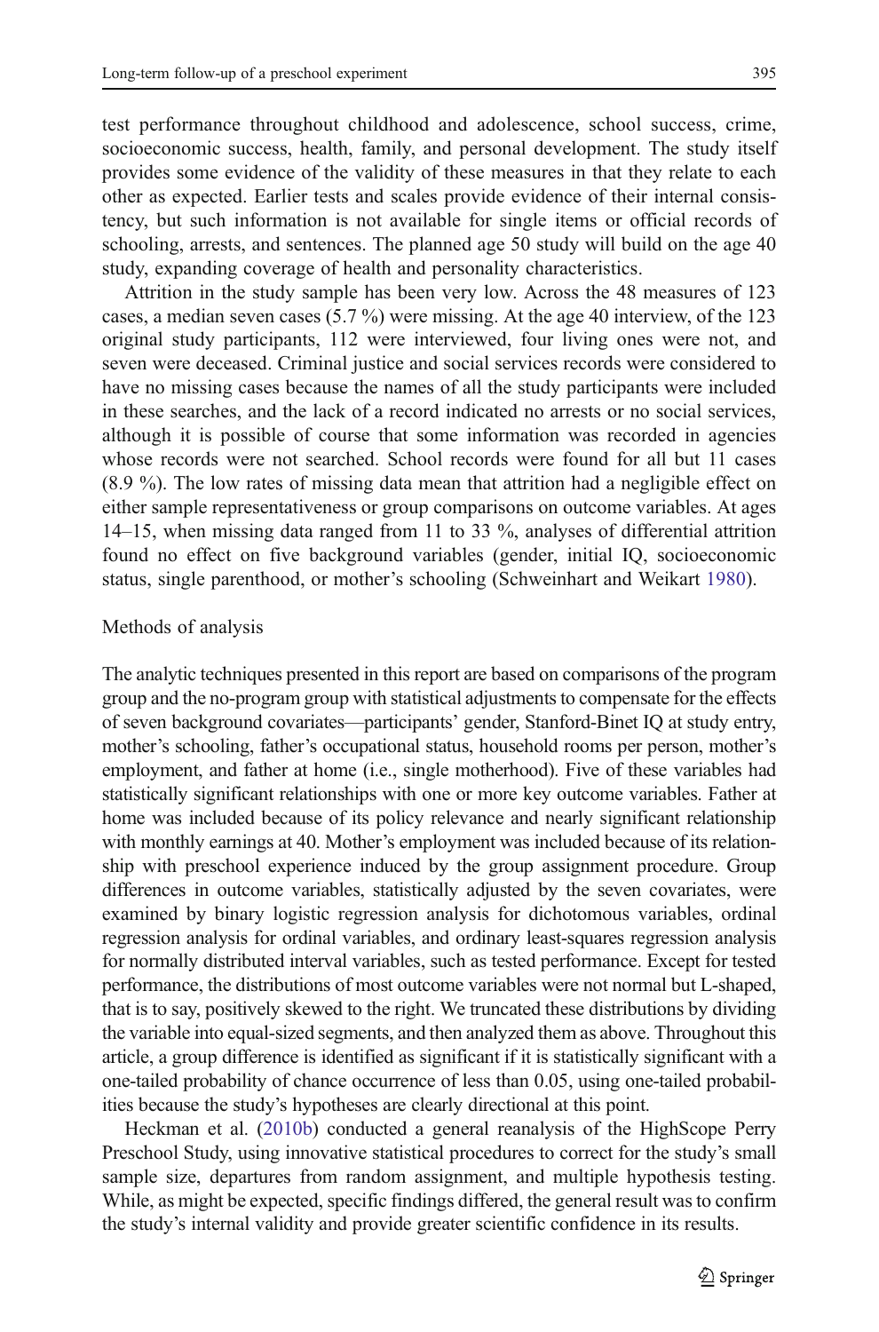test performance throughout childhood and adolescence, school success, crime, socioeconomic success, health, family, and personal development. The study itself provides some evidence of the validity of these measures in that they relate to each other as expected. Earlier tests and scales provide evidence of their internal consistency, but such information is not available for single items or official records of schooling, arrests, and sentences. The planned age 50 study will build on the age 40 study, expanding coverage of health and personality characteristics.

Attrition in the study sample has been very low. Across the 48 measures of 123 cases, a median seven cases (5.7 %) were missing. At the age 40 interview, of the 123 original study participants, 112 were interviewed, four living ones were not, and seven were deceased. Criminal justice and social services records were considered to have no missing cases because the names of all the study participants were included in these searches, and the lack of a record indicated no arrests or no social services, although it is possible of course that some information was recorded in agencies whose records were not searched. School records were found for all but 11 cases (8.9 %). The low rates of missing data mean that attrition had a negligible effect on either sample representativeness or group comparisons on outcome variables. At ages 14–15, when missing data ranged from 11 to 33 %, analyses of differential attrition found no effect on five background variables (gender, initial IQ, socioeconomic status, single parenthood, or mother's schooling (Schweinhart and Weikart 1980).

## Methods of analysis

The analytic techniques presented in this report are based on comparisons of the program group and the no-program group with statistical adjustments to compensate for the effects of seven background covariates—participants' gender, Stanford-Binet IQ at study entry, mother's schooling, father's occupational status, household rooms per person, mother's employment, and father at home (i.e., single motherhood). Five of these variables had statistically significant relationships with one or more key outcome variables. Father at home was included because of its policy relevance and nearly significant relationship with monthly earnings at 40. Mother's employment was included because of its relationship with preschool experience induced by the group assignment procedure. Group differences in outcome variables, statistically adjusted by the seven covariates, were examined by binary logistic regression analysis for dichotomous variables, ordinal regression analysis for ordinal variables, and ordinary least-squares regression analysis for normally distributed interval variables, such as tested performance. Except for tested performance, the distributions of most outcome variables were not normal but L-shaped, that is to say, positively skewed to the right. We truncated these distributions by dividing the variable into equal-sized segments, and then analyzed them as above. Throughout this article, a group difference is identified as significant if it is statistically significant with a one-tailed probability of chance occurrence of less than 0.05, using one-tailed probabilities because the study's hypotheses are clearly directional at this point.

Heckman et al. (2010b) conducted a general reanalysis of the HighScope Perry Preschool Study, using innovative statistical procedures to correct for the study's small sample size, departures from random assignment, and multiple hypothesis testing. While, as might be expected, specific findings differed, the general result was to confirm the study's internal validity and provide greater scientific confidence in its results.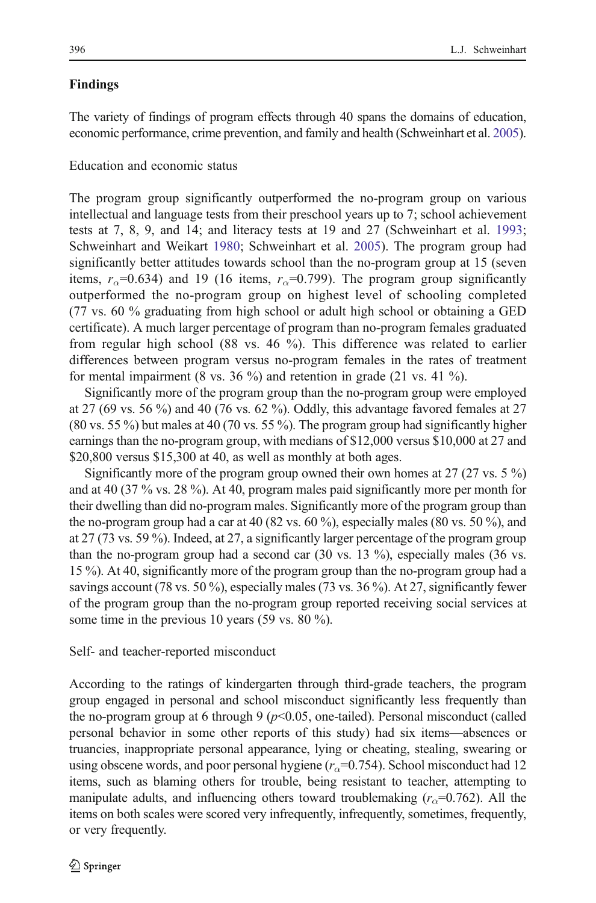## Findings

The variety of findings of program effects through 40 spans the domains of education, economic performance, crime prevention, and family and health (Schweinhart et al. 2005).

### Education and economic status

The program group significantly outperformed the no-program group on various intellectual and language tests from their preschool years up to 7; school achievement tests at 7, 8, 9, and 14; and literacy tests at 19 and 27 (Schweinhart et al. 1993; Schweinhart and Weikart 1980; Schweinhart et al. 2005). The program group had significantly better attitudes towards school than the no-program group at 15 (seven items, $r_{\alpha}$=0.634) and 19 (16 items, $r_{\alpha}$=0.799). The program group significantly outperformed the no-program group on highest level of schooling completed (77 vs. 60 % graduating from high school or adult high school or obtaining a GED certificate). A much larger percentage of program than no-program females graduated from regular high school (88 vs. 46 %). This difference was related to earlier differences between program versus no-program females in the rates of treatment for mental impairment (8 vs. 36 %) and retention in grade (21 vs. 41 %).

Significantly more of the program group than the no-program group were employed at 27 (69 vs. 56 %) and 40 (76 vs. 62 %). Oddly, this advantage favored females at 27 (80 vs. 55 %) but males at 40 (70 vs. 55 %). The program group had significantly higher earnings than the no-program group, with medians of $12,000 versus $10,000 at 27 and $20,800 versus $15,300 at 40, as well as monthly at both ages.

Significantly more of the program group owned their own homes at 27 (27 vs. 5 %) and at 40 (37 % vs. 28 %). At 40, program males paid significantly more per month for their dwelling than did no-program males. Significantly more of the program group than the no-program group had a car at 40 (82 vs. 60 %), especially males (80 vs. 50 %), and at 27 (73 vs. 59 %). Indeed, at 27, a significantly larger percentage of the program group than the no-program group had a second car (30 vs. 13 %), especially males (36 vs. 15 %). At 40, significantly more of the program group than the no-program group had a savings account (78 vs. 50 %), especially males (73 vs. 36 %). At 27, significantly fewer of the program group than the no-program group reported receiving social services at some time in the previous 10 years (59 vs. 80 %).

### Self- and teacher-reported misconduct

According to the ratings of kindergarten through third-grade teachers, the program group engaged in personal and school misconduct significantly less frequently than the no-program group at 6 through 9 ($p$<0.05, one-tailed). Personal misconduct (called personal behavior in some other reports of this study) had six items—absences or truancies, inappropriate personal appearance, lying or cheating, stealing, swearing or using obscene words, and poor personal hygiene ($r_{\alpha}$=0.754). School misconduct had 12 items, such as blaming others for trouble, being resistant to teacher, attempting to manipulate adults, and influencing others toward troublemaking ($r_{\alpha}$=0.762). All the items on both scales were scored very infrequently, infrequently, sometimes, frequently, or very frequently.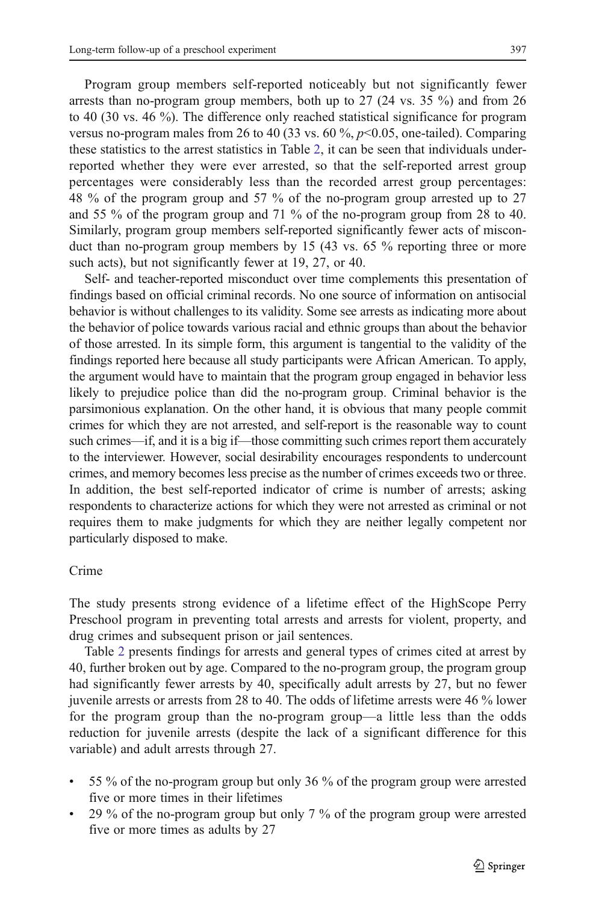Program group members self-reported noticeably but not significantly fewer arrests than no-program group members, both up to 27 (24 vs. 35 %) and from 26 to 40 (30 vs. 46 %). The difference only reached statistical significance for program versus no-program males from 26 to 40 (33 vs. 60 %, $p<0.05$, one-tailed). Comparing these statistics to the arrest statistics in Table 2, it can be seen that individuals underreported whether they were ever arrested, so that the self-reported arrest group percentages were considerably less than the recorded arrest group percentages: 48 % of the program group and 57 % of the no-program group arrested up to 27 and 55 % of the program group and 71 % of the no-program group from 28 to 40. Similarly, program group members self-reported significantly fewer acts of misconduct than no-program group members by 15 (43 vs. 65 % reporting three or more such acts), but not significantly fewer at 19, 27, or 40.

Self- and teacher-reported misconduct over time complements this presentation of findings based on official criminal records. No one source of information on antisocial behavior is without challenges to its validity. Some see arrests as indicating more about the behavior of police towards various racial and ethnic groups than about the behavior of those arrested. In its simple form, this argument is tangential to the validity of the findings reported here because all study participants were African American. To apply, the argument would have to maintain that the program group engaged in behavior less likely to prejudice police than did the no-program group. Criminal behavior is the parsimonious explanation. On the other hand, it is obvious that many people commit crimes for which they are not arrested, and self-report is the reasonable way to count such crimes—if, and it is a big if—those committing such crimes report them accurately to the interviewer. However, social desirability encourages respondents to undercount crimes, and memory becomes less precise as the number of crimes exceeds two or three. In addition, the best self-reported indicator of crime is number of arrests; asking respondents to characterize actions for which they were not arrested as criminal or not requires them to make judgments for which they are neither legally competent nor particularly disposed to make.

### Crime

The study presents strong evidence of a lifetime effect of the HighScope Perry Preschool program in preventing total arrests and arrests for violent, property, and drug crimes and subsequent prison or jail sentences.

Table 2 presents findings for arrests and general types of crimes cited at arrest by 40, further broken out by age. Compared to the no-program group, the program group had significantly fewer arrests by 40, specifically adult arrests by 27, but no fewer juvenile arrests or arrests from 28 to 40. The odds of lifetime arrests were 46 % lower for the program group than the no-program group—a little less than the odds reduction for juvenile arrests (despite the lack of a significant difference for this variable) and adult arrests through 27.

- 55 % of the no-program group but only 36 % of the program group were arrested five or more times in their lifetimes
- 29 % of the no-program group but only 7 % of the program group were arrested five or more times as adults by 27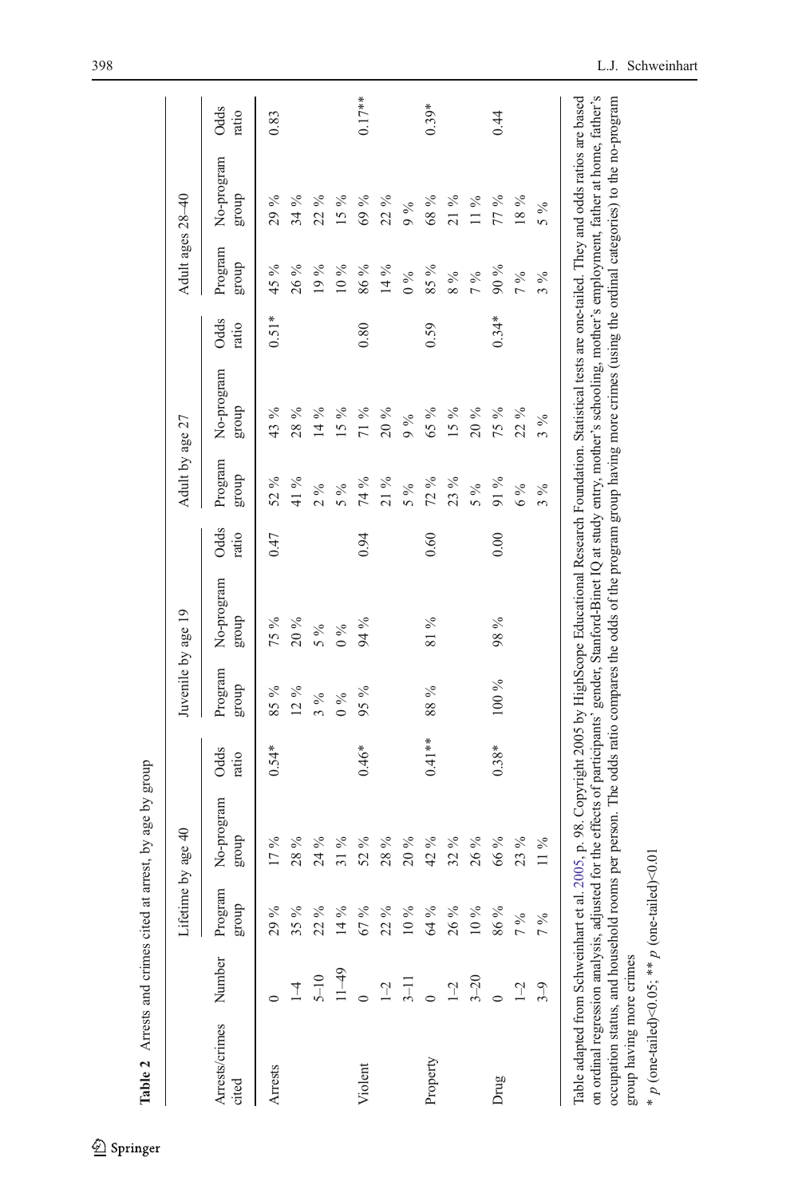**Table 2** Arrests and crimes cited at arrest, by age by group

| Arrests/crimes cited | Number | Lifetime by age 40 | | | Juvenile by age 19 | | | Adult by age 27 | | | Adult ages 28–40 | | |
|---|---|---|---|---|---|---|---|---|---|---|---|---|---|
| | | Program group | No-program group | Odds ratio | Program group | No-program group | Odds ratio | Program group | No-program group | Odds ratio | Program group | No-program group | Odds ratio |
| Arrests | 0 | 29 % | 17 % | 0.54* | 85 % | 75 % | 0.47 | 52 % | 43 % | 0.51* | 45 % | 29 % | 0.83 |
| | 1–4 | 35 % | 28 % | | 12 % | 20 % | | 41 % | 28 % | | 26 % | 34 % | |
| | 5–10 | 22 % | 24 % | | 3 % | 5 % | | 2 % | 14 % | | 19 % | 22 % | |
| | 11–49 | 14 % | 31 % | | 0 % | 0 % | | 5 % | 15 % | | 10 % | 15 % | |
| Violent | 0 | 67 % | 52 % | 0.46* | 95 % | 94 % | 0.94 | 74 % | 71 % | 0.80 | 86 % | 69 % | 0.17** |
| | 1–2 | 22 % | 28 % | | | | | 21 % | 20 % | | 14 % | 22 % | |
| | 3–11 | 10 % | 20 % | | | | | 5 % | 9 % | | 0 % | 9 % | |
| Property | 0 | 64 % | 42 % | 0.41** | 88 % | 81 % | 0.60 | 72 % | 65 % | 0.59 | 85 % | 68 % | 0.39* |
| | 1–2 | 26 % | 32 % | | | | | 23 % | 15 % | | 8 % | 21 % | |
| | 3–20 | 10 % | 26 % | | | | | 5 % | 20 % | | 7 % | 11 % | |
| Drug | 0 | 86 % | 66 % | 0.38* | 100 % | 98 % | 0.00 | 91 % | 75 % | 0.34* | 90 % | 77 % | 0.44 |
| | 1–2 | 7 % | 23 % | | | | | 6 % | 22 % | | 7 % | 18 % | |
| | 3–9 | 7 % | 11 % | | | | | 3 % | 3 % | | 3 % | 5 % | |

Table adapted from Schweinhart et al. 2005, p. 98. Copyright 2005 by HighScope Educational Research Foundation. Statistical tests are one-tailed. They and odds ratios are based on ordinal regression analysis, adjusted for the effects of participants' gender, Stanford-Binet IQ at study entry, mother's schooling, mother's employment, father at home, father's occupation status, and household rooms per person. The odds ratio compares the odds of the program group having more crimes (using the ordinal categories) to the no-program group having more crimes

* $p$ (one-tailed)<0.05; ** $p$ (one-tailed)<0.01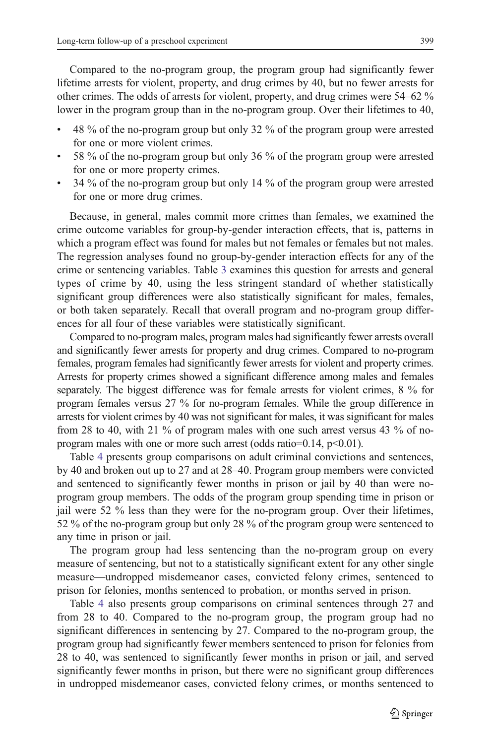Compared to the no-program group, the program group had significantly fewer lifetime arrests for violent, property, and drug crimes by 40, but no fewer arrests for other crimes. The odds of arrests for violent, property, and drug crimes were 54–62 % lower in the program group than in the no-program group. Over their lifetimes to 40,

- 48 % of the no-program group but only 32 % of the program group were arrested for one or more violent crimes.
- 58 % of the no-program group but only 36 % of the program group were arrested for one or more property crimes.
- 34 % of the no-program group but only 14 % of the program group were arrested for one or more drug crimes.

Because, in general, males commit more crimes than females, we examined the crime outcome variables for group-by-gender interaction effects, that is, patterns in which a program effect was found for males but not females or females but not males. The regression analyses found no group-by-gender interaction effects for any of the crime or sentencing variables. Table 3 examines this question for arrests and general types of crime by 40, using the less stringent standard of whether statistically significant group differences were also statistically significant for males, females, or both taken separately. Recall that overall program and no-program group differences for all four of these variables were statistically significant.

Compared to no-program males, program males had significantly fewer arrests overall and significantly fewer arrests for property and drug crimes. Compared to no-program females, program females had significantly fewer arrests for violent and property crimes. Arrests for property crimes showed a significant difference among males and females separately. The biggest difference was for female arrests for violent crimes, 8 % for program females versus 27 % for no-program females. While the group difference in arrests for violent crimes by 40 was not significant for males, it was significant for males from 28 to 40, with 21 % of program males with one such arrest versus 43 % of no-program males with one or more such arrest (odds ratio=0.14, $p<0.01$).

Table 4 presents group comparisons on adult criminal convictions and sentences, by 40 and broken out up to 27 and at 28–40. Program group members were convicted and sentenced to significantly fewer months in prison or jail by 40 than were no-program group members. The odds of the program group spending time in prison or jail were 52 % less than they were for the no-program group. Over their lifetimes, 52 % of the no-program group but only 28 % of the program group were sentenced to any time in prison or jail.

The program group had less sentencing than the no-program group on every measure of sentencing, but not to a statistically significant extent for any other single measure—undropped misdemeanor cases, convicted felony crimes, sentenced to prison for felonies, months sentenced to probation, or months served in prison.

Table 4 also presents group comparisons on criminal sentences through 27 and from 28 to 40. Compared to the no-program group, the program group had no significant differences in sentencing by 27. Compared to the no-program group, the program group had significantly fewer members sentenced to prison for felonies from 28 to 40, was sentenced to significantly fewer months in prison or jail, and served significantly fewer months in prison, but there were no significant group differences in undropped misdemeanor cases, convicted felony crimes, or months sentenced to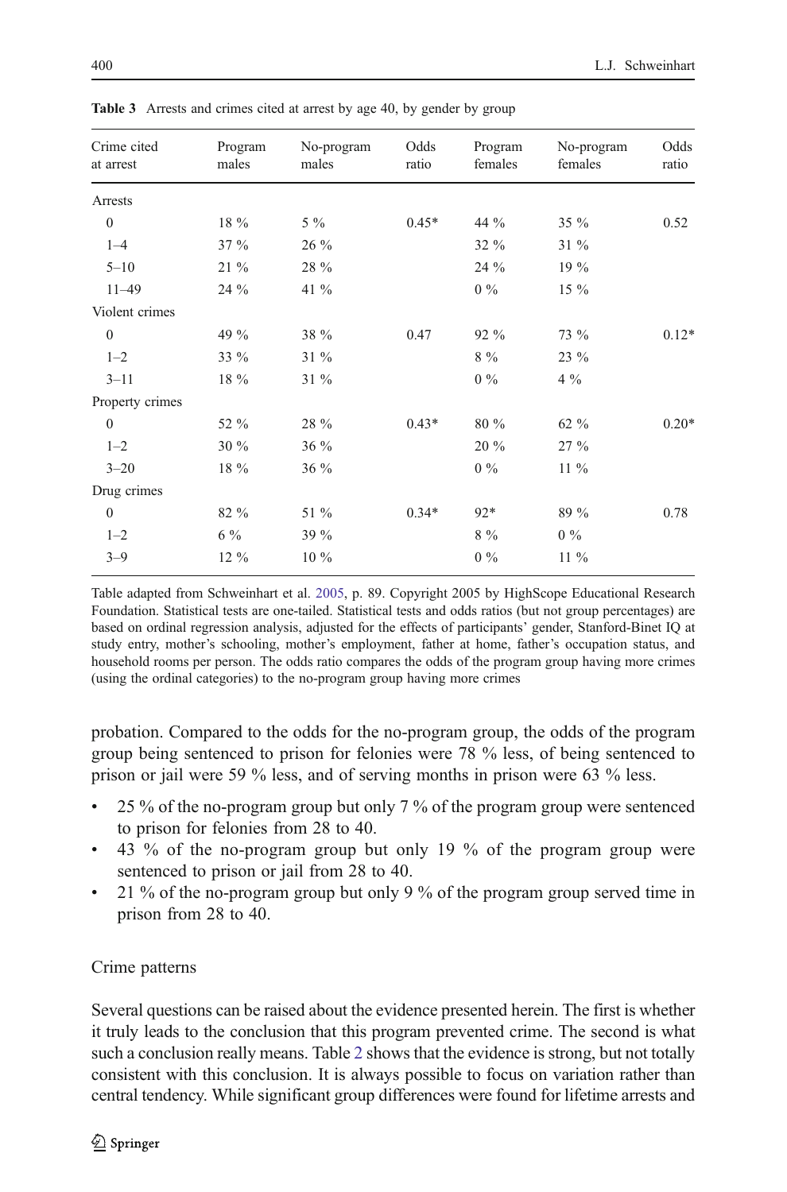**Table 3** Arrests and crimes cited at arrest by age 40, by gender by group

| Crime cited at arrest | Program males | No-program males | Odds ratio | Program females | No-program females | Odds ratio |
|---|---|---|---|---|---|---|
| Arrests | | | | | | |
| 0 | 18 % | 5 % | 0.45* | 44 % | 35 % | 0.52 |
| 1–4 | 37 % | 26 % | | 32 % | 31 % | |
| 5–10 | 21 % | 28 % | | 24 % | 19 % | |
| 11–49 | 24 % | 41 % | | 0 % | 15 % | |
| Violent crimes | | | | | | |
| 0 | 49 % | 38 % | 0.47 | 92 % | 73 % | 0.12* |
| 1–2 | 33 % | 31 % | | 8 % | 23 % | |
| 3–11 | 18 % | 31 % | | 0 % | 4 % | |
| Property crimes | | | | | | |
| 0 | 52 % | 28 % | 0.43* | 80 % | 62 % | 0.20* |
| 1–2 | 30 % | 36 % | | 20 % | 27 % | |
| 3–20 | 18 % | 36 % | | 0 % | 11 % | |
| Drug crimes | | | | | | |
| 0 | 82 % | 51 % | 0.34* | 92* | 89 % | 0.78 |
| 1–2 | 6 % | 39 % | | 8 % | 0 % | |
| 3–9 | 12 % | 10 % | | 0 % | 11 % | |

Table adapted from Schweinhart et al. 2005, p. 89. Copyright 2005 by HighScope Educational Research Foundation. Statistical tests are one-tailed. Statistical tests and odds ratios (but not group percentages) are based on ordinal regression analysis, adjusted for the effects of participants' gender, Stanford-Binet IQ at study entry, mother's schooling, mother's employment, father at home, father's occupation status, and household rooms per person. The odds ratio compares the odds of the program group having more crimes (using the ordinal categories) to the no-program group having more crimes

probation. Compared to the odds for the no-program group, the odds of the program group being sentenced to prison for felonies were 78 % less, of being sentenced to prison or jail were 59 % less, and of serving months in prison were 63 % less.

- 25 % of the no-program group but only 7 % of the program group were sentenced to prison for felonies from 28 to 40.
- 43 % of the no-program group but only 19 % of the program group were sentenced to prison or jail from 28 to 40.
- 21 % of the no-program group but only 9 % of the program group served time in prison from 28 to 40.

## Crime patterns

Several questions can be raised about the evidence presented herein. The first is whether it truly leads to the conclusion that this program prevented crime. The second is what such a conclusion really means. Table 2 shows that the evidence is strong, but not totally consistent with this conclusion. It is always possible to focus on variation rather than central tendency. While significant group differences were found for lifetime arrests and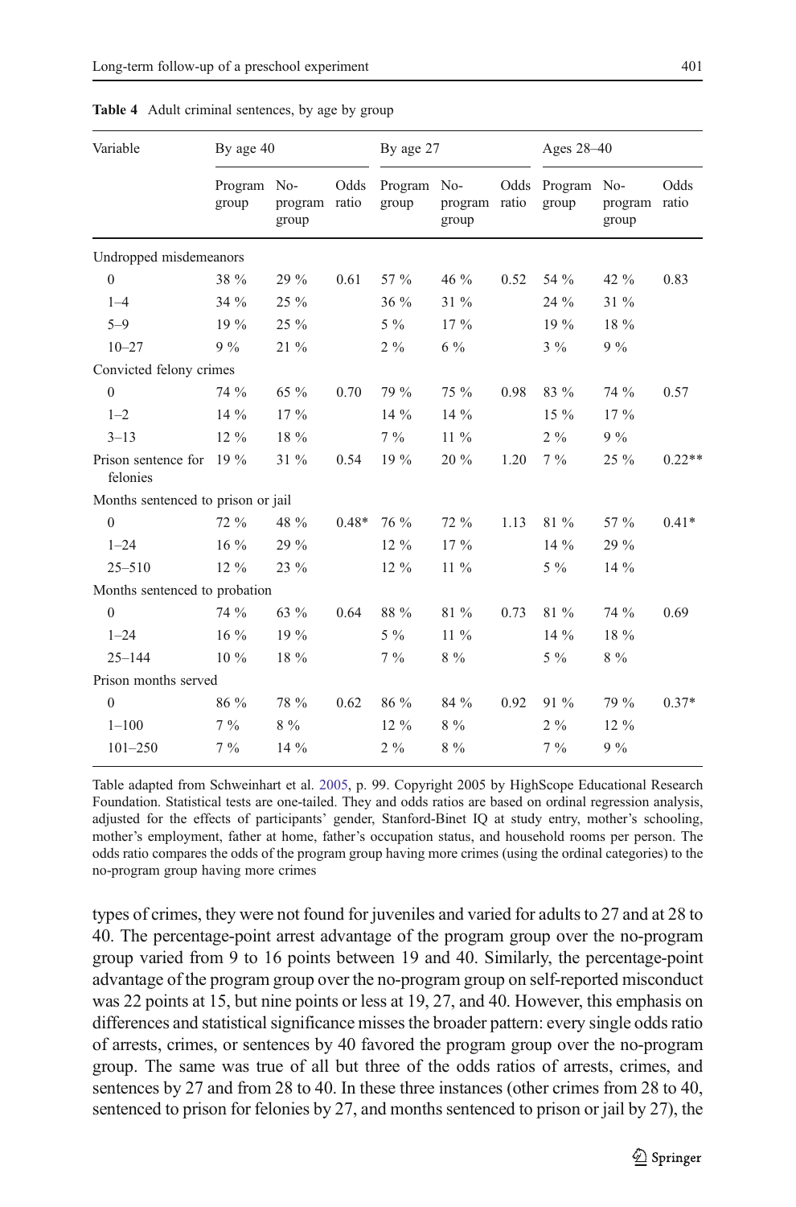**Table 4** Adult criminal sentences, by age by group

| Variable | By age 40 | | | By age 27 | | | Ages 28–40 | | |
|---|---|---|---|---|---|---|---|---|---|
| | Program group | No-program group | Odds ratio | Program group | No-program group | Odds ratio | Program group | No-program group | Odds ratio |
| Undropped misdemeanors | | | | | | | | | |
| 0 | 38 % | 29 % | 0.61 | 57 % | 46 % | 0.52 | 54 % | 42 % | 0.83 |
| 1–4 | 34 % | 25 % | | 36 % | 31 % | | 24 % | 31 % | |
| 5–9 | 19 % | 25 % | | 5 % | 17 % | | 19 % | 18 % | |
| 10–27 | 9 % | 21 % | | 2 % | 6 % | | 3 % | 9 % | |
| Convicted felony crimes | | | | | | | | | |
| 0 | 74 % | 65 % | 0.70 | 79 % | 75 % | 0.98 | 83 % | 74 % | 0.57 |
| 1–2 | 14 % | 17 % | | 14 % | 14 % | | 15 % | 17 % | |
| 3–13 | 12 % | 18 % | | 7 % | 11 % | | 2 % | 9 % | |
| Prison sentence for felonies | 19 % | 31 % | 0.54 | 19 % | 20 % | 1.20 | 7 % | 25 % | 0.22** |
| Months sentenced to prison or jail | | | | | | | | | |
| 0 | 72 % | 48 % | 0.48* | 76 % | 72 % | 1.13 | 81 % | 57 % | 0.41* |
| 1–24 | 16 % | 29 % | | 12 % | 17 % | | 14 % | 29 % | |
| 25–510 | 12 % | 23 % | | 12 % | 11 % | | 5 % | 14 % | |
| Months sentenced to probation | | | | | | | | | |
| 0 | 74 % | 63 % | 0.64 | 88 % | 81 % | 0.73 | 81 % | 74 % | 0.69 |
| 1–24 | 16 % | 19 % | | 5 % | 11 % | | 14 % | 18 % | |
| 25–144 | 10 % | 18 % | | 7 % | 8 % | | 5 % | 8 % | |
| Prison months served | | | | | | | | | |
| 0 | 86 % | 78 % | 0.62 | 86 % | 84 % | 0.92 | 91 % | 79 % | 0.37* |
| 1–100 | 7 % | 8 % | | 12 % | 8 % | | 2 % | 12 % | |
| 101–250 | 7 % | 14 % | | 2 % | 8 % | | 7 % | 9 % | |

Table adapted from Schweinhart et al. 2005, p. 99. Copyright 2005 by HighScope Educational Research Foundation. Statistical tests are one-tailed. They and odds ratios are based on ordinal regression analysis, adjusted for the effects of participants' gender, Stanford-Binet IQ at study entry, mother's schooling, mother's employment, father at home, father's occupation status, and household rooms per person. The odds ratio compares the odds of the program group having more crimes (using the ordinal categories) to the no-program group having more crimes

types of crimes, they were not found for juveniles and varied for adults to 27 and at 28 to 40. The percentage-point arrest advantage of the program group over the no-program group varied from 9 to 16 points between 19 and 40. Similarly, the percentage-point advantage of the program group over the no-program group on self-reported misconduct was 22 points at 15, but nine points or less at 19, 27, and 40. However, this emphasis on differences and statistical significance misses the broader pattern: every single odds ratio of arrests, crimes, or sentences by 40 favored the program group over the no-program group. The same was true of all but three of the odds ratios of arrests, crimes, and sentences by 27 and from 28 to 40. In these three instances (other crimes from 28 to 40, sentenced to prison for felonies by 27, and months sentenced to prison or jail by 27), the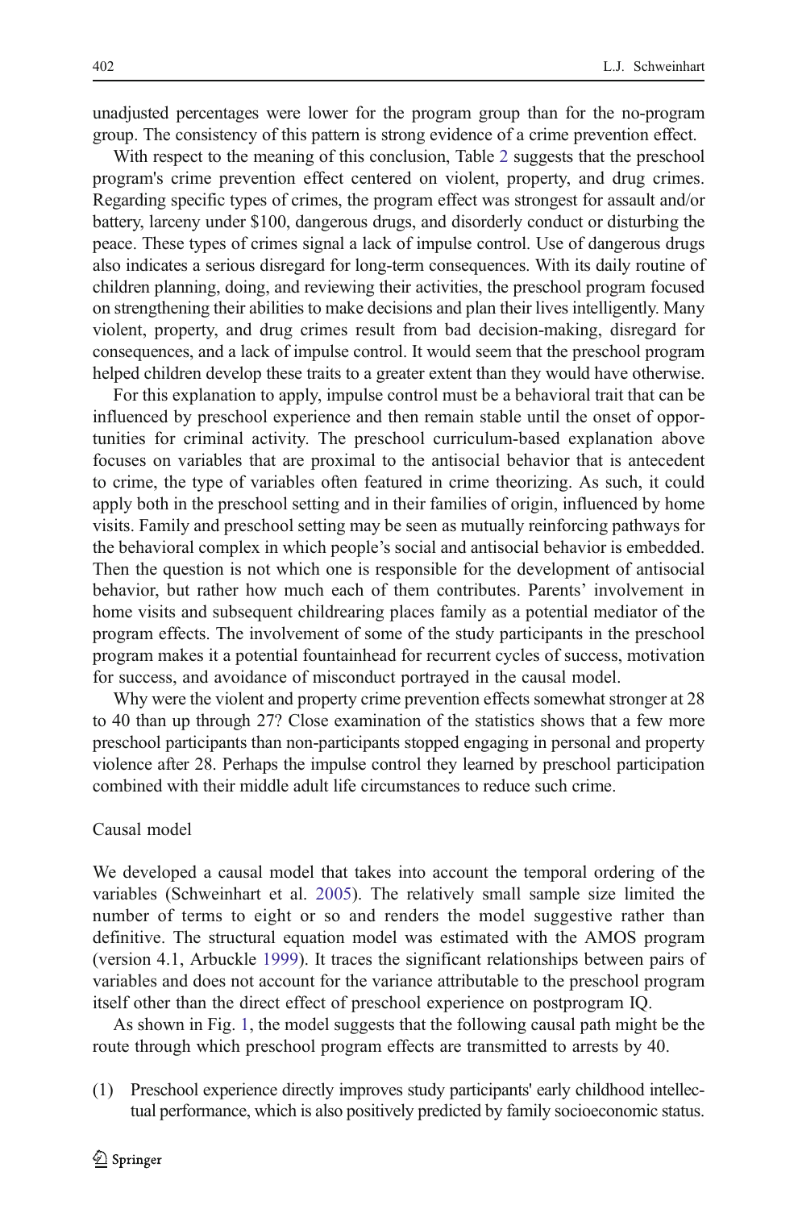unadjusted percentages were lower for the program group than for the no-program group. The consistency of this pattern is strong evidence of a crime prevention effect.

With respect to the meaning of this conclusion, Table 2 suggests that the preschool program's crime prevention effect centered on violent, property, and drug crimes. Regarding specific types of crimes, the program effect was strongest for assault and/or battery, larceny under $100, dangerous drugs, and disorderly conduct or disturbing the peace. These types of crimes signal a lack of impulse control. Use of dangerous drugs also indicates a serious disregard for long-term consequences. With its daily routine of children planning, doing, and reviewing their activities, the preschool program focused on strengthening their abilities to make decisions and plan their lives intelligently. Many violent, property, and drug crimes result from bad decision-making, disregard for consequences, and a lack of impulse control. It would seem that the preschool program helped children develop these traits to a greater extent than they would have otherwise.

For this explanation to apply, impulse control must be a behavioral trait that can be influenced by preschool experience and then remain stable until the onset of opportunities for criminal activity. The preschool curriculum-based explanation above focuses on variables that are proximal to the antisocial behavior that is antecedent to crime, the type of variables often featured in crime theorizing. As such, it could apply both in the preschool setting and in their families of origin, influenced by home visits. Family and preschool setting may be seen as mutually reinforcing pathways for the behavioral complex in which people's social and antisocial behavior is embedded. Then the question is not which one is responsible for the development of antisocial behavior, but rather how much each of them contributes. Parents' involvement in home visits and subsequent childrearing places family as a potential mediator of the program effects. The involvement of some of the study participants in the preschool program makes it a potential fountainhead for recurrent cycles of success, motivation for success, and avoidance of misconduct portrayed in the causal model.

Why were the violent and property crime prevention effects somewhat stronger at 28 to 40 than up through 27? Close examination of the statistics shows that a few more preschool participants than non-participants stopped engaging in personal and property violence after 28. Perhaps the impulse control they learned by preschool participation combined with their middle adult life circumstances to reduce such crime.

## Causal model

We developed a causal model that takes into account the temporal ordering of the variables (Schweinhart et al. 2005). The relatively small sample size limited the number of terms to eight or so and renders the model suggestive rather than definitive. The structural equation model was estimated with the AMOS program (version 4.1, Arbuckle 1999). It traces the significant relationships between pairs of variables and does not account for the variance attributable to the preschool program itself other than the direct effect of preschool experience on postprogram IQ.

As shown in Fig. 1, the model suggests that the following causal path might be the route through which preschool program effects are transmitted to arrests by 40.

(1) Preschool experience directly improves study participants' early childhood intellectual performance, which is also positively predicted by family socioeconomic status.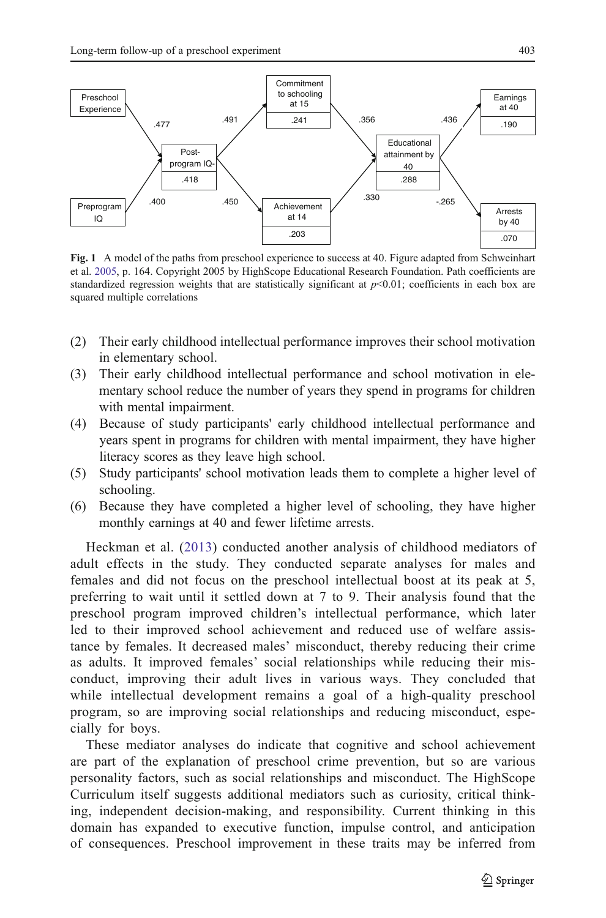Fig. 1 A model of the paths from preschool experience to success at 40. Figure adapted from Schweinhart et al. 2005, p. 164. Copyright 2005 by HighScope Educational Research Foundation. Path coefficients are standardized regression weights that are statistically significant at $p<0.01$; coefficients in each box are squared multiple correlations

(2) Their early childhood intellectual performance improves their school motivation in elementary school.
(3) Their early childhood intellectual performance and school motivation in elementary school reduce the number of years they spend in programs for children with mental impairment.
(4) Because of study participants' early childhood intellectual performance and years spent in programs for children with mental impairment, they have higher literacy scores as they leave high school.
(5) Study participants' school motivation leads them to complete a higher level of schooling.
(6) Because they have completed a higher level of schooling, they have higher monthly earnings at 40 and fewer lifetime arrests.

Heckman et al. (2013) conducted another analysis of childhood mediators of adult effects in the study. They conducted separate analyses for males and females and did not focus on the preschool intellectual boost at its peak at 5, preferring to wait until it settled down at 7 to 9. Their analysis found that the preschool program improved children's intellectual performance, which later led to their improved school achievement and reduced use of welfare assistance by females. It decreased males' misconduct, thereby reducing their crime as adults. It improved females' social relationships while reducing their misconduct, improving their adult lives in various ways. They concluded that while intellectual development remains a goal of a high-quality preschool program, so are improving social relationships and reducing misconduct, especially for boys.

These mediator analyses do indicate that cognitive and school achievement are part of the explanation of preschool crime prevention, but so are various personality factors, such as social relationships and misconduct. The HighScope Curriculum itself suggests additional mediators such as curiosity, critical thinking, independent decision-making, and responsibility. Current thinking in this domain has expanded to executive function, impulse control, and anticipation of consequences. Preschool improvement in these traits may be inferred from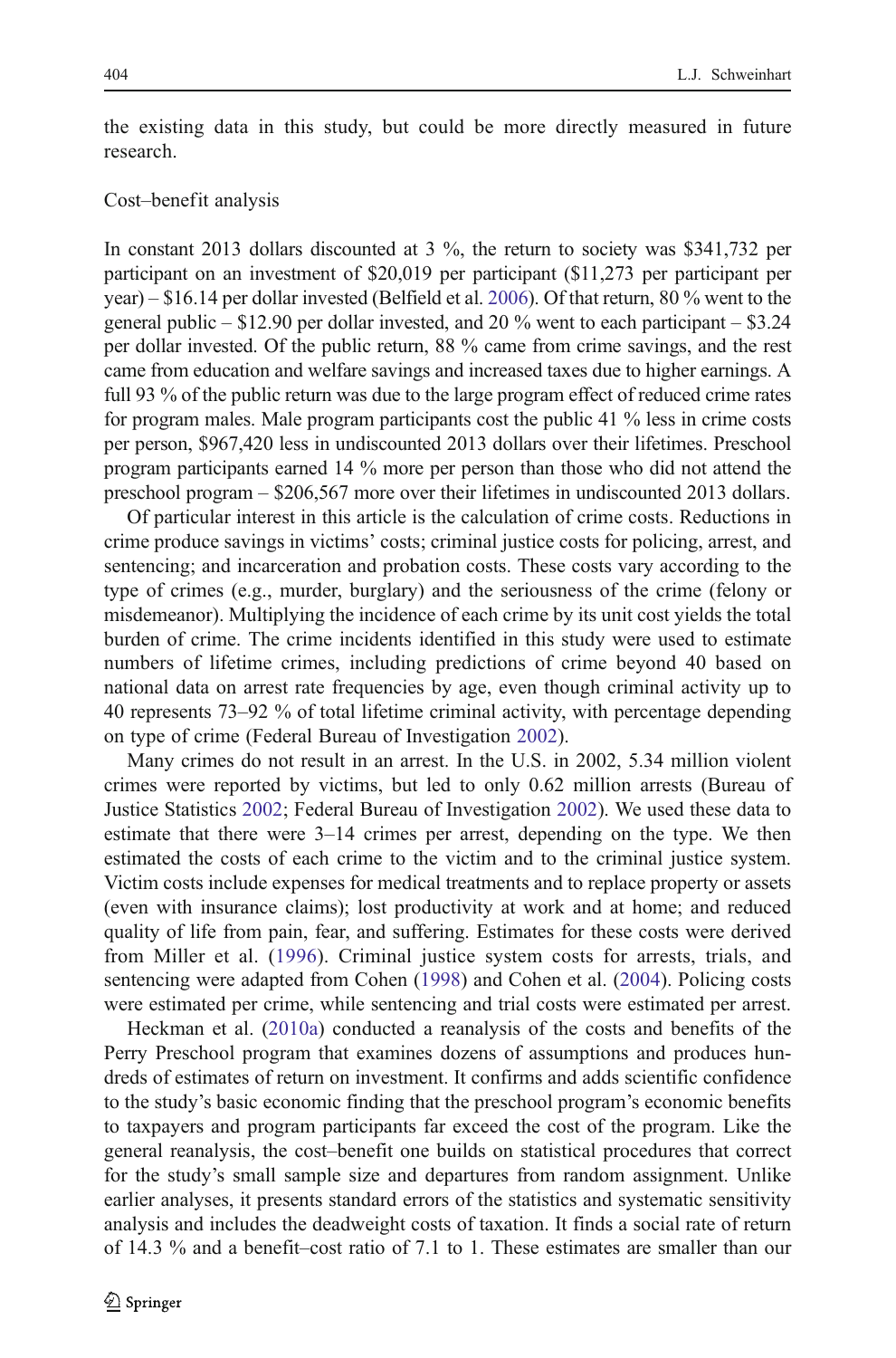the existing data in this study, but could be more directly measured in future research.

## Cost–benefit analysis

In constant 2013 dollars discounted at 3 %, the return to society was $341,732 per participant on an investment of $20,019 per participant ($11,273 per participant per year) – $16.14 per dollar invested (Belfield et al. 2006). Of that return, 80 % went to the general public – $12.90 per dollar invested, and 20 % went to each participant – $3.24 per dollar invested. Of the public return, 88 % came from crime savings, and the rest came from education and welfare savings and increased taxes due to higher earnings. A full 93 % of the public return was due to the large program effect of reduced crime rates for program males. Male program participants cost the public 41 % less in crime costs per person, $967,420 less in undiscounted 2013 dollars over their lifetimes. Preschool program participants earned 14 % more per person than those who did not attend the preschool program – $206,567 more over their lifetimes in undiscounted 2013 dollars.

Of particular interest in this article is the calculation of crime costs. Reductions in crime produce savings in victims' costs; criminal justice costs for policing, arrest, and sentencing; and incarceration and probation costs. These costs vary according to the type of crimes (e.g., murder, burglary) and the seriousness of the crime (felony or misdemeanor). Multiplying the incidence of each crime by its unit cost yields the total burden of crime. The crime incidents identified in this study were used to estimate numbers of lifetime crimes, including predictions of crime beyond 40 based on national data on arrest rate frequencies by age, even though criminal activity up to 40 represents 73–92 % of total lifetime criminal activity, with percentage depending on type of crime (Federal Bureau of Investigation 2002).

Many crimes do not result in an arrest. In the U.S. in 2002, 5.34 million violent crimes were reported by victims, but led to only 0.62 million arrests (Bureau of Justice Statistics 2002; Federal Bureau of Investigation 2002). We used these data to estimate that there were 3–14 crimes per arrest, depending on the type. We then estimated the costs of each crime to the victim and to the criminal justice system. Victim costs include expenses for medical treatments and to replace property or assets (even with insurance claims); lost productivity at work and at home; and reduced quality of life from pain, fear, and suffering. Estimates for these costs were derived from Miller et al. (1996). Criminal justice system costs for arrests, trials, and sentencing were adapted from Cohen (1998) and Cohen et al. (2004). Policing costs were estimated per crime, while sentencing and trial costs were estimated per arrest.

Heckman et al. (2010a) conducted a reanalysis of the costs and benefits of the Perry Preschool program that examines dozens of assumptions and produces hundreds of estimates of return on investment. It confirms and adds scientific confidence to the study's basic economic finding that the preschool program's economic benefits to taxpayers and program participants far exceed the cost of the program. Like the general reanalysis, the cost–benefit one builds on statistical procedures that correct for the study's small sample size and departures from random assignment. Unlike earlier analyses, it presents standard errors of the statistics and systematic sensitivity analysis and includes the deadweight costs of taxation. It finds a social rate of return of 14.3 % and a benefit–cost ratio of 7.1 to 1. These estimates are smaller than our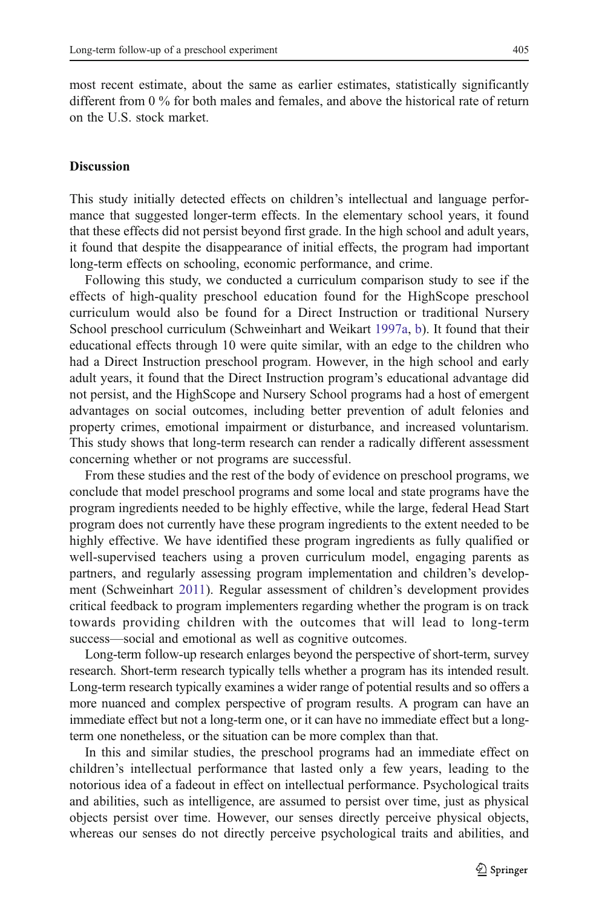most recent estimate, about the same as earlier estimates, statistically significantly different from 0 % for both males and females, and above the historical rate of return on the U.S. stock market.

## Discussion

This study initially detected effects on children's intellectual and language performance that suggested longer-term effects. In the elementary school years, it found that these effects did not persist beyond first grade. In the high school and adult years, it found that despite the disappearance of initial effects, the program had important long-term effects on schooling, economic performance, and crime.

Following this study, we conducted a curriculum comparison study to see if the effects of high-quality preschool education found for the HighScope preschool curriculum would also be found for a Direct Instruction or traditional Nursery School preschool curriculum (Schweinhart and Weikart 1997a, b). It found that their educational effects through 10 were quite similar, with an edge to the children who had a Direct Instruction preschool program. However, in the high school and early adult years, it found that the Direct Instruction program's educational advantage did not persist, and the HighScope and Nursery School programs had a host of emergent advantages on social outcomes, including better prevention of adult felonies and property crimes, emotional impairment or disturbance, and increased voluntarism. This study shows that long-term research can render a radically different assessment concerning whether or not programs are successful.

From these studies and the rest of the body of evidence on preschool programs, we conclude that model preschool programs and some local and state programs have the program ingredients needed to be highly effective, while the large, federal Head Start program does not currently have these program ingredients to the extent needed to be highly effective. We have identified these program ingredients as fully qualified or well-supervised teachers using a proven curriculum model, engaging parents as partners, and regularly assessing program implementation and children's development (Schweinhart 2011). Regular assessment of children's development provides critical feedback to program implementers regarding whether the program is on track towards providing children with the outcomes that will lead to long-term success—social and emotional as well as cognitive outcomes.

Long-term follow-up research enlarges beyond the perspective of short-term, survey research. Short-term research typically tells whether a program has its intended result. Long-term research typically examines a wider range of potential results and so offers a more nuanced and complex perspective of program results. A program can have an immediate effect but not a long-term one, or it can have no immediate effect but a long-term one nonetheless, or the situation can be more complex than that.

In this and similar studies, the preschool programs had an immediate effect on children's intellectual performance that lasted only a few years, leading to the notorious idea of a fadeout in effect on intellectual performance. Psychological traits and abilities, such as intelligence, are assumed to persist over time, just as physical objects persist over time. However, our senses directly perceive physical objects, whereas our senses do not directly perceive psychological traits and abilities, and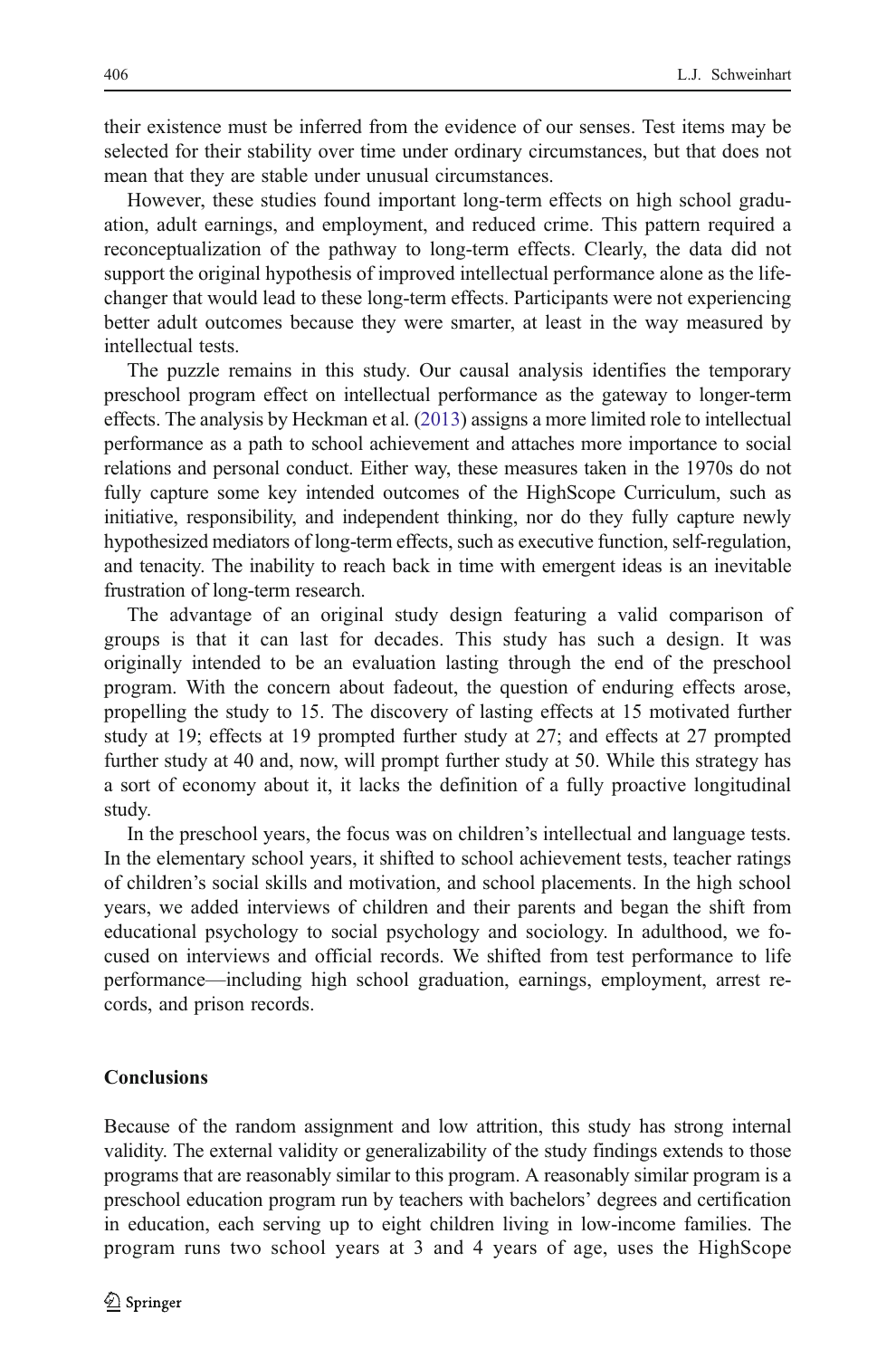their existence must be inferred from the evidence of our senses. Test items may be selected for their stability over time under ordinary circumstances, but that does not mean that they are stable under unusual circumstances.

However, these studies found important long-term effects on high school graduation, adult earnings, and employment, and reduced crime. This pattern required a reconceptualization of the pathway to long-term effects. Clearly, the data did not support the original hypothesis of improved intellectual performance alone as the life-changer that would lead to these long-term effects. Participants were not experiencing better adult outcomes because they were smarter, at least in the way measured by intellectual tests.

The puzzle remains in this study. Our causal analysis identifies the temporary preschool program effect on intellectual performance as the gateway to longer-term effects. The analysis by Heckman et al. (2013) assigns a more limited role to intellectual performance as a path to school achievement and attaches more importance to social relations and personal conduct. Either way, these measures taken in the 1970s do not fully capture some key intended outcomes of the HighScope Curriculum, such as initiative, responsibility, and independent thinking, nor do they fully capture newly hypothesized mediators of long-term effects, such as executive function, self-regulation, and tenacity. The inability to reach back in time with emergent ideas is an inevitable frustration of long-term research.

The advantage of an original study design featuring a valid comparison of groups is that it can last for decades. This study has such a design. It was originally intended to be an evaluation lasting through the end of the preschool program. With the concern about fadeout, the question of enduring effects arose, propelling the study to 15. The discovery of lasting effects at 15 motivated further study at 19; effects at 19 prompted further study at 27; and effects at 27 prompted further study at 40 and, now, will prompt further study at 50. While this strategy has a sort of economy about it, it lacks the definition of a fully proactive longitudinal study.

In the preschool years, the focus was on children's intellectual and language tests. In the elementary school years, it shifted to school achievement tests, teacher ratings of children's social skills and motivation, and school placements. In the high school years, we added interviews of children and their parents and began the shift from educational psychology to social psychology and sociology. In adulthood, we focused on interviews and official records. We shifted from test performance to life performance—including high school graduation, earnings, employment, arrest records, and prison records.

## Conclusions

Because of the random assignment and low attrition, this study has strong internal validity. The external validity or generalizability of the study findings extends to those programs that are reasonably similar to this program. A reasonably similar program is a preschool education program run by teachers with bachelors' degrees and certification in education, each serving up to eight children living in low-income families. The program runs two school years at 3 and 4 years of age, uses the HighScope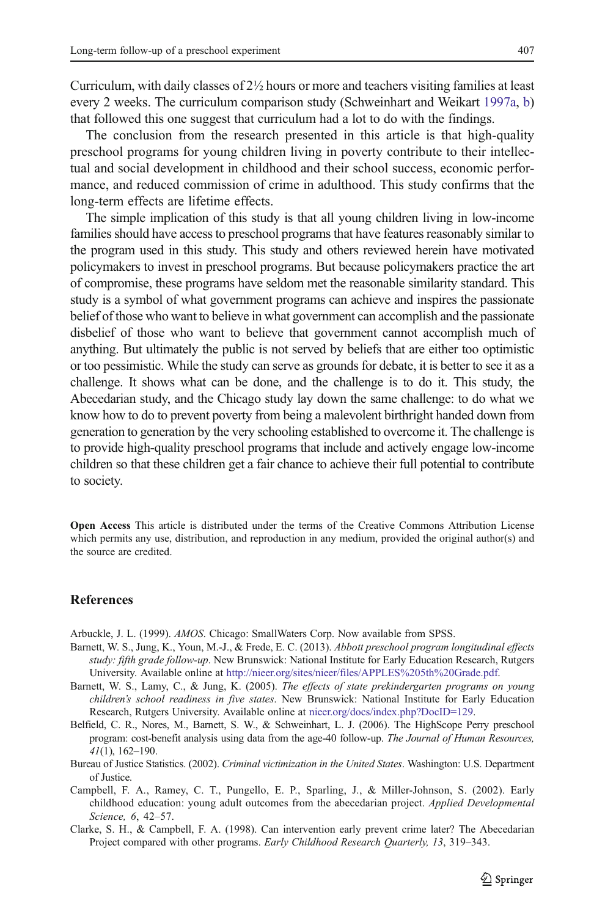Curriculum, with daily classes of 2½ hours or more and teachers visiting families at least every 2 weeks. The curriculum comparison study (Schweinhart and Weikart 1997a, b) that followed this one suggest that curriculum had a lot to do with the findings.

The conclusion from the research presented in this article is that high-quality preschool programs for young children living in poverty contribute to their intellectual and social development in childhood and their school success, economic performance, and reduced commission of crime in adulthood. This study confirms that the long-term effects are lifetime effects.

The simple implication of this study is that all young children living in low-income families should have access to preschool programs that have features reasonably similar to the program used in this study. This study and others reviewed herein have motivated policymakers to invest in preschool programs. But because policymakers practice the art of compromise, these programs have seldom met the reasonable similarity standard. This study is a symbol of what government programs can achieve and inspires the passionate belief of those who want to believe in what government can accomplish and the passionate disbelief of those who want to believe that government cannot accomplish much of anything. But ultimately the public is not served by beliefs that are either too optimistic or too pessimistic. While the study can serve as grounds for debate, it is better to see it as a challenge. It shows what can be done, and the challenge is to do it. This study, the Abecedarian study, and the Chicago study lay down the same challenge: to do what we know how to do to prevent poverty from being a malevolent birthright handed down from generation to generation by the very schooling established to overcome it. The challenge is to provide high-quality preschool programs that include and actively engage low-income children so that these children get a fair chance to achieve their full potential to contribute to society.

**Open Access** This article is distributed under the terms of the Creative Commons Attribution License which permits any use, distribution, and reproduction in any medium, provided the original author(s) and the source are credited.

## References

Arbuckle, J. L. (1999). *AMOS*. Chicago: SmallWaters Corp. Now available from SPSS.

Barnett, W. S., Jung, K., Youn, M.-J., & Frede, E. C. (2013). *Abbott preschool program longitudinal effects study: fifth grade follow-up*. New Brunswick: National Institute for Early Education Research, Rutgers University. Available online at http://nieer.org/sites/nieer/files/APPLES%205th%20Grade.pdf.

Barnett, W. S., Lamy, C., & Jung, K. (2005). *The effects of state prekindergarten programs on young children's school readiness in five states*. New Brunswick: National Institute for Early Education Research, Rutgers University. Available online at nieer.org/docs/index.php?DocID=129.

Belfield, C. R., Nores, M., Barnett, S. W., & Schweinhart, L. J. (2006). The HighScope Perry preschool program: cost-benefit analysis using data from the age-40 follow-up. *The Journal of Human Resources, 41*(1), 162–190.

Bureau of Justice Statistics. (2002). *Criminal victimization in the United States*. Washington: U.S. Department of Justice.

Campbell, F. A., Ramey, C. T., Pungello, E. P., Sparling, J., & Miller-Johnson, S. (2002). Early childhood education: young adult outcomes from the abecedarian project. *Applied Developmental Science, 6*, 42–57.

Clarke, S. H., & Campbell, F. A. (1998). Can intervention early prevent crime later? The Abecedarian Project compared with other programs. *Early Childhood Research Quarterly, 13*, 319–343.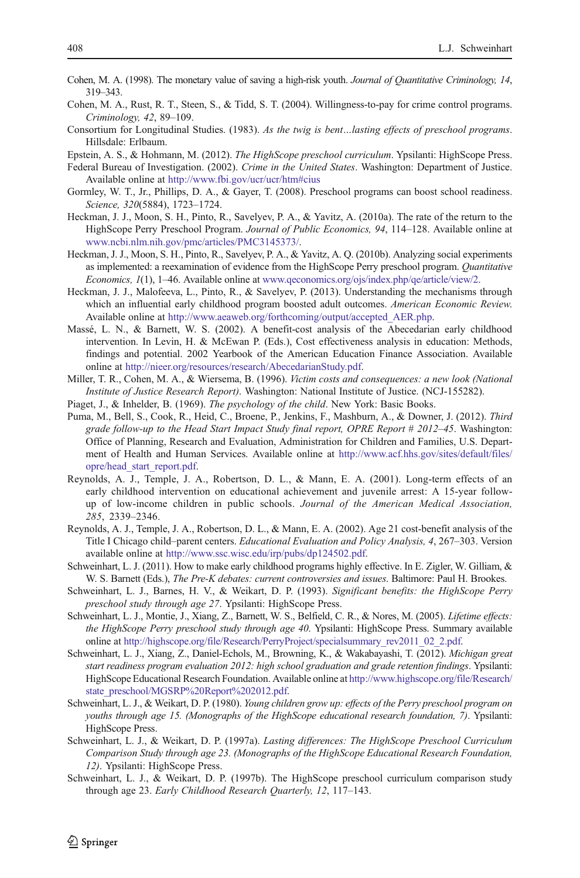Cohen, M. A. (1998). The monetary value of saving a high-risk youth. *Journal of Quantitative Criminology, 14*, 319–343.

Cohen, M. A., Rust, R. T., Steen, S., & Tidd, S. T. (2004). Willingness-to-pay for crime control programs. *Criminology, 42*, 89–109.

Consortium for Longitudinal Studies. (1983). *As the twig is bent…lasting effects of preschool programs*. Hillsdale: Erlbaum.

Epstein, A. S., & Hohmann, M. (2012). *The HighScope preschool curriculum*. Ypsilanti: HighScope Press.

Federal Bureau of Investigation. (2002). *Crime in the United States*. Washington: Department of Justice. Available online at http://www.fbi.gov/ucr/ucr/htm#cius

Gormley, W. T., Jr., Phillips, D. A., & Gayer, T. (2008). Preschool programs can boost school readiness. *Science, 320*(5884), 1723–1724.

Heckman, J. J., Moon, S. H., Pinto, R., Savelyev, P. A., & Yavitz, A. (2010a). The rate of the return to the HighScope Perry Preschool Program. *Journal of Public Economics, 94*, 114–128. Available online at www.ncbi.nlm.nih.gov/pmc/articles/PMC3145373/.

Heckman, J. J., Moon, S. H., Pinto, R., Savelyev, P. A., & Yavitz, A. Q. (2010b). Analyzing social experiments as implemented: a reexamination of evidence from the HighScope Perry preschool program. *Quantitative Economics, 1*(1), 1–46. Available online at www.qeconomics.org/ojs/index.php/qe/article/view/2.

Heckman, J. J., Malofeeva, L., Pinto, R., & Savelyev, P. (2013). Understanding the mechanisms through which an influential early childhood program boosted adult outcomes. *American Economic Review*. Available online at http://www.aeaweb.org/forthcoming/output/accepted_AER.php.

Massé, L. N., & Barnett, W. S. (2002). A benefit-cost analysis of the Abecedarian early childhood intervention. In Levin, H. & McEwan P. (Eds.), Cost effectiveness analysis in education: Methods, findings and potential. 2002 Yearbook of the American Education Finance Association. Available online at http://nieer.org/resources/research/AbecedarianStudy.pdf.

Miller, T. R., Cohen, M. A., & Wiersema, B. (1996). *Victim costs and consequences: a new look (National Institute of Justice Research Report)*. Washington: National Institute of Justice. (NCJ-155282).

Piaget, J., & Inhelder, B. (1969). *The psychology of the child*. New York: Basic Books.

Puma, M., Bell, S., Cook, R., Heid, C., Broene, P., Jenkins, F., Mashburn, A., & Downer, J. (2012). *Third grade follow-up to the Head Start Impact Study final report, OPRE Report # 2012–45*. Washington: Office of Planning, Research and Evaluation, Administration for Children and Families, U.S. Department of Health and Human Services. Available online at http://www.acf.hhs.gov/sites/default/files/opre/head_start_report.pdf.

Reynolds, A. J., Temple, J. A., Robertson, D. L., & Mann, E. A. (2001). Long-term effects of an early childhood intervention on educational achievement and juvenile arrest: A 15-year follow-up of low-income children in public schools. *Journal of the American Medical Association, 285*, 2339–2346.

Reynolds, A. J., Temple, J. A., Robertson, D. L., & Mann, E. A. (2002). Age 21 cost-benefit analysis of the Title I Chicago child–parent centers. *Educational Evaluation and Policy Analysis, 4*, 267–303. Version available online at http://www.ssc.wisc.edu/irp/pubs/dp124502.pdf.

Schweinhart, L. J. (2011). How to make early childhood programs highly effective. In E. Zigler, W. Gilliam, & W. S. Barnett (Eds.), *The Pre-K debates: current controversies and issues*. Baltimore: Paul H. Brookes.

Schweinhart, L. J., Barnes, H. V., & Weikart, D. P. (1993). *Significant benefits: the HighScope Perry preschool study through age 27*. Ypsilanti: HighScope Press.

Schweinhart, L. J., Montie, J., Xiang, Z., Barnett, W. S., Belfield, C. R., & Nores, M. (2005). *Lifetime effects: the HighScope Perry preschool study through age 40*. Ypsilanti: HighScope Press. Summary available online at http://highscope.org/file/Research/PerryProject/specialsummary_rev2011_02_2.pdf.

Schweinhart, L. J., Xiang, Z., Daniel-Echols, M., Browning, K., & Wakabayashi, T. (2012). *Michigan great start readiness program evaluation 2012: high school graduation and grade retention findings*. Ypsilanti: HighScope Educational Research Foundation. Available online at http://www.highscope.org/file/Research/state_preschool/MGSRP%20Report%202012.pdf.

Schweinhart, L. J., & Weikart, D. P. (1980). *Young children grow up: effects of the Perry preschool program on youths through age 15. (Monographs of the HighScope educational research foundation, 7)*. Ypsilanti: HighScope Press.

Schweinhart, L. J., & Weikart, D. P. (1997a). *Lasting differences: The HighScope Preschool Curriculum Comparison Study through age 23. (Monographs of the HighScope Educational Research Foundation, 12)*. Ypsilanti: HighScope Press.

Schweinhart, L. J., & Weikart, D. P. (1997b). The HighScope preschool curriculum comparison study through age 23. *Early Childhood Research Quarterly, 12*, 117–143.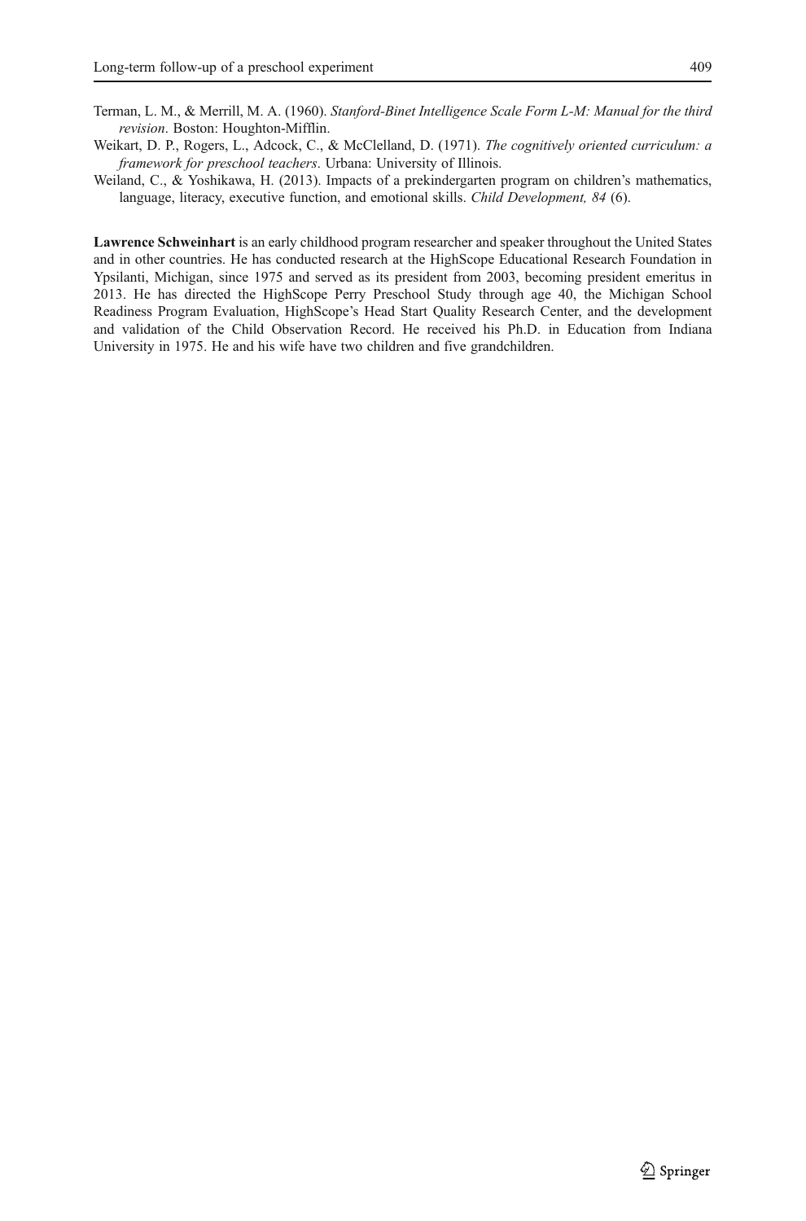Terman, L. M., & Merrill, M. A. (1960). *Stanford-Binet Intelligence Scale Form L-M: Manual for the third revision*. Boston: Houghton-Mifflin.

Weikart, D. P., Rogers, L., Adcock, C., & McClelland, D. (1971). *The cognitively oriented curriculum: a framework for preschool teachers*. Urbana: University of Illinois.

Weiland, C., & Yoshikawa, H. (2013). Impacts of a prekindergarten program on children's mathematics, language, literacy, executive function, and emotional skills. *Child Development, 84* (6).

**Lawrence Schweinhart** is an early childhood program researcher and speaker throughout the United States and in other countries. He has conducted research at the HighScope Educational Research Foundation in Ypsilanti, Michigan, since 1975 and served as its president from 2003, becoming president emeritus in 2013. He has directed the HighScope Perry Preschool Study through age 40, the Michigan School Readiness Program Evaluation, HighScope's Head Start Quality Research Center, and the development and validation of the Child Observation Record. He received his Ph.D. in Education from Indiana University in 1975. He and his wife have two children and five grandchildren.